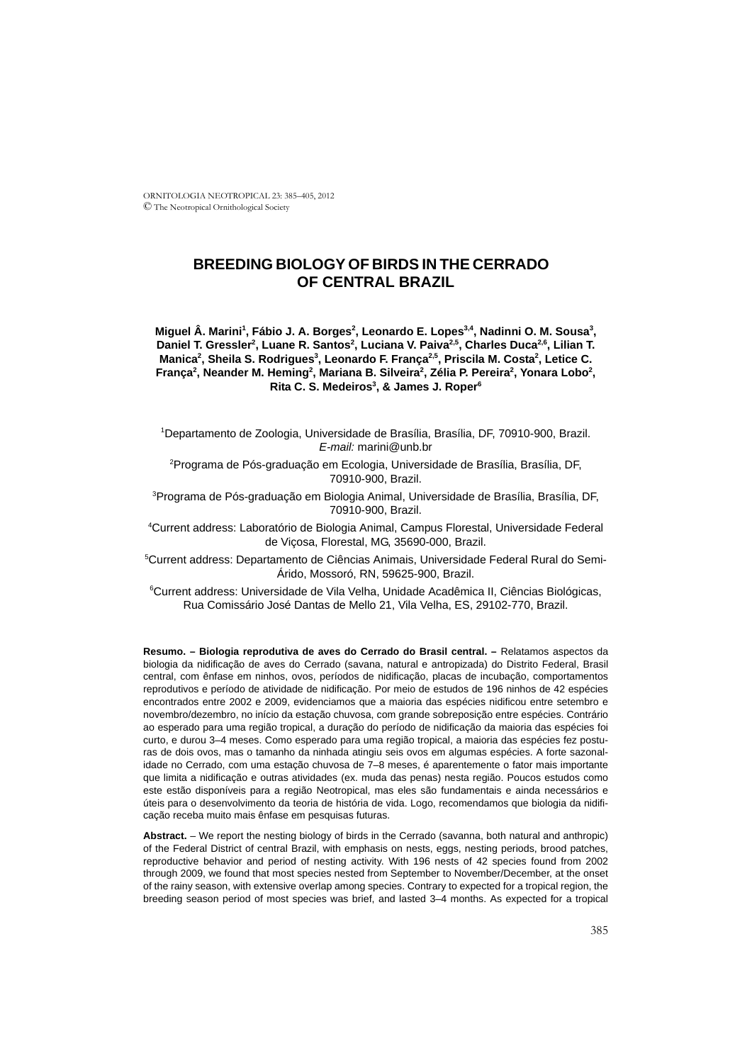ORNITOLOGIA NEOTROPICAL 23: 385–405, 2012
© The Neotropical Ornithological Society

# BREEDING BIOLOGY OF BIRDS IN THE CERRADO OF CENTRAL BRAZIL

**Miguel Â. Marini[1], Fábio J. A. Borges[2], Leonardo E. Lopes[3,4], Nadinni O. M. Sousa[3], Daniel T. Gressler[2], Luane R. Santos[2], Luciana V. Paiva[2,5], Charles Duca[2,6], Lilian T. Manica[2], Sheila S. Rodrigues[3], Leonardo F. França[2,5], Priscila M. Costa[2], Letice C. França[2], Neander M. Heming[2], Mariana B. Silveira[2], Zélia P. Pereira[2], Yonara Lobo[2], Rita C. S. Medeiros[3], & James J. Roper[6]**

[1]Departamento de Zoologia, Universidade de Brasília, Brasília, DF, 70910-900, Brazil. *E-mail:* marini@unb.br

[2]Programa de Pós-graduação em Ecologia, Universidade de Brasília, Brasília, DF, 70910-900, Brazil.

[3]Programa de Pós-graduação em Biologia Animal, Universidade de Brasília, Brasília, DF, 70910-900, Brazil.

[4]Current address: Laboratório de Biologia Animal, Campus Florestal, Universidade Federal de Viçosa, Florestal, MG, 35690-000, Brazil.

[5]Current address: Departamento de Ciências Animais, Universidade Federal Rural do Semi-Árido, Mossoró, RN, 59625-900, Brazil.

[6]Current address: Universidade de Vila Velha, Unidade Acadêmica II, Ciências Biológicas, Rua Comissário José Dantas de Mello 21, Vila Velha, ES, 29102-770, Brazil.

**Resumo. – Biologia reprodutiva de aves do Cerrado do Brasil central. –** Relatamos aspectos da biologia da nidificação de aves do Cerrado (savana, natural e antropizada) do Distrito Federal, Brasil central, com ênfase em ninhos, ovos, períodos de nidificação, placas de incubação, comportamentos reprodutivos e período de atividade de nidificação. Por meio de estudos de 196 ninhos de 42 espécies encontrados entre 2002 e 2009, evidenciamos que a maioria das espécies nidificou entre setembro e novembro/dezembro, no início da estação chuvosa, com grande sobreposição entre espécies. Contrário ao esperado para uma região tropical, a duração do período de nidificação da maioria das espécies foi curto, e durou 3–4 meses. Como esperado para uma região tropical, a maioria das espécies fez posturas de dois ovos, mas o tamanho da ninhada atingiu seis ovos em algumas espécies. A forte sazonalidade no Cerrado, com uma estação chuvosa de 7–8 meses, é aparentemente o fator mais importante que limita a nidificação e outras atividades (ex. muda das penas) nesta região. Poucos estudos como este estão disponíveis para a região Neotropical, mas eles são fundamentais e ainda necessários e úteis para o desenvolvimento da teoria de história de vida. Logo, recomendamos que biologia da nidificação receba muito mais ênfase em pesquisas futuras.

**Abstract.** – We report the nesting biology of birds in the Cerrado (savanna, both natural and anthropic) of the Federal District of central Brazil, with emphasis on nests, eggs, nesting periods, brood patches, reproductive behavior and period of nesting activity. With 196 nests of 42 species found from 2002 through 2009, we found that most species nested from September to November/December, at the onset of the rainy season, with extensive overlap among species. Contrary to expected for a tropical region, the breeding season period of most species was brief, and lasted 3–4 months. As expected for a tropical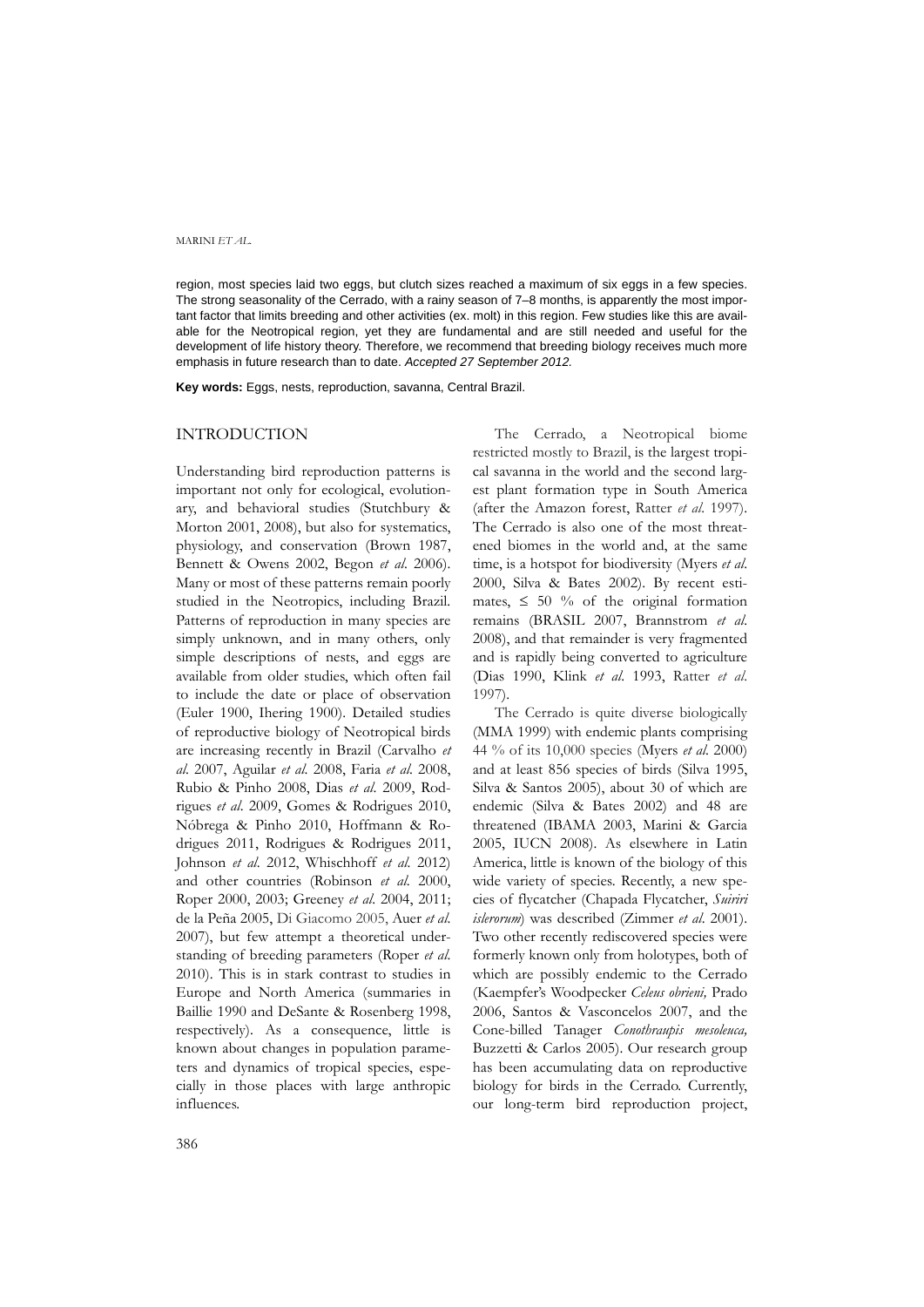region, most species laid two eggs, but clutch sizes reached a maximum of six eggs in a few species. The strong seasonality of the Cerrado, with a rainy season of 7–8 months, is apparently the most important factor that limits breeding and other activities (ex. molt) in this region. Few studies like this are available for the Neotropical region, yet they are fundamental and are still needed and useful for the development of life history theory. Therefore, we recommend that breeding biology receives much more emphasis in future research than to date. *Accepted 27 September 2012.*

**Key words:** Eggs, nests, reproduction, savanna, Central Brazil.

## INTRODUCTION

Understanding bird reproduction patterns is important not only for ecological, evolutionary, and behavioral studies (Stutchbury & Morton 2001, 2008), but also for systematics, physiology, and conservation (Brown 1987, Bennett & Owens 2002, Begon *et al*. 2006). Many or most of these patterns remain poorly studied in the Neotropics, including Brazil. Patterns of reproduction in many species are simply unknown, and in many others, only simple descriptions of nests, and eggs are available from older studies, which often fail to include the date or place of observation (Euler 1900, Ihering 1900). Detailed studies of reproductive biology of Neotropical birds are increasing recently in Brazil (Carvalho *et al*. 2007, Aguilar *et al*. 2008, Faria *et al*. 2008, Rubio & Pinho 2008, Dias *et al*. 2009, Rodrigues *et al*. 2009, Gomes & Rodrigues 2010, Nóbrega & Pinho 2010, Hoffmann & Rodrigues 2011, Rodrigues & Rodrigues 2011, Johnson *et al*. 2012, Whischhoff *et al*. 2012) and other countries (Robinson *et al*. 2000, Roper 2000, 2003; Greeney *et al*. 2004, 2011; de la Peña 2005, Di Giacomo 2005, Auer *et al*. 2007), but few attempt a theoretical understanding of breeding parameters (Roper *et al*. 2010). This is in stark contrast to studies in Europe and North America (summaries in Baillie 1990 and DeSante & Rosenberg 1998, respectively). As a consequence, little is known about changes in population parameters and dynamics of tropical species, especially in those places with large anthropic influences.

The Cerrado, a Neotropical biome restricted mostly to Brazil, is the largest tropical savanna in the world and the second largest plant formation type in South America (after the Amazon forest, Ratter *et al*. 1997). The Cerrado is also one of the most threatened biomes in the world and, at the same time, is a hotspot for biodiversity (Myers *et al*. 2000, Silva & Bates 2002). By recent estimates, ≤ 50 % of the original formation remains (BRASIL 2007, Brannstrom *et al*. 2008), and that remainder is very fragmented and is rapidly being converted to agriculture (Dias 1990, Klink *et al*. 1993, Ratter *et al*. 1997).

The Cerrado is quite diverse biologically (MMA 1999) with endemic plants comprising 44 % of its 10,000 species (Myers *et al*. 2000) and at least 856 species of birds (Silva 1995, Silva & Santos 2005), about 30 of which are endemic (Silva & Bates 2002) and 48 are threatened (IBAMA 2003, Marini & Garcia 2005, IUCN 2008). As elsewhere in Latin America, little is known of the biology of this wide variety of species. Recently, a new species of flycatcher (Chapada Flycatcher, *Suiriri islerorum*) was described (Zimmer *et al*. 2001). Two other recently rediscovered species were formerly known only from holotypes, both of which are possibly endemic to the Cerrado (Kaempfer's Woodpecker *Celeus obrieni,* Prado 2006, Santos & Vasconcelos 2007, and the Cone-billed Tanager *Conothraupis mesoleuca,* Buzzetti & Carlos 2005). Our research group has been accumulating data on reproductive biology for birds in the Cerrado. Currently, our long-term bird reproduction project,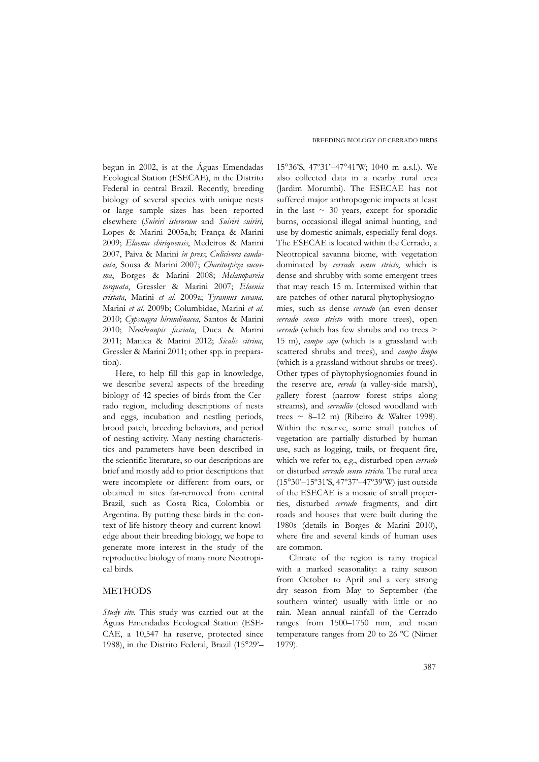begun in 2002, is at the Águas Emendadas Ecological Station (ESECAE), in the Distrito Federal in central Brazil. Recently, breeding biology of several species with unique nests or large sample sizes has been reported elsewhere (*Suiriri islerorum* and *Suiriri suiriri,* Lopes & Marini 2005a,b; França & Marini 2009; *Elaenia chiriquensis*, Medeiros & Marini 2007, Paiva & Marini *in press*; *Culicivora caudacuta*, Sousa & Marini 2007; *Charitospiza eucosma*, Borges & Marini 2008; *Melanopareia torquata*, Gressler & Marini 2007; *Elaenia cristata*, Marini *et al.* 2009a; *Tyrannus savana*, Marini *et al.* 2009b; Columbidae, Marini *et al.* 2010; *Cypsnagra hirundinacea*, Santos & Marini 2010; *Neothraupis fasciata*, Duca & Marini 2011; Manica & Marini 2012; *Sicalis citrina*, Gressler & Marini 2011; other spp. in preparation).

Here, to help fill this gap in knowledge, we describe several aspects of the breeding biology of 42 species of birds from the Cerrado region, including descriptions of nests and eggs, incubation and nestling periods, brood patch, breeding behaviors, and period of nesting activity. Many nesting characteristics and parameters have been described in the scientific literature, so our descriptions are brief and mostly add to prior descriptions that were incomplete or different from ours, or obtained in sites far-removed from central Brazil, such as Costa Rica, Colombia or Argentina. By putting these birds in the context of life history theory and current knowledge about their breeding biology, we hope to generate more interest in the study of the reproductive biology of many more Neotropical birds.

## METHODS

*Study site.* This study was carried out at the Águas Emendadas Ecological Station (ESECAE, a 10,547 ha reserve, protected since 1988), in the Distrito Federal, Brazil (15°29'–15°36'S, 47º31'–47°41'W; 1040 m a.s.l.). We also collected data in a nearby rural area (Jardim Morumbi). The ESECAE has not suffered major anthropogenic impacts at least in the last ~ 30 years, except for sporadic burns, occasional illegal animal hunting, and use by domestic animals, especially feral dogs. The ESECAE is located within the Cerrado, a Neotropical savanna biome, with vegetation dominated by *cerrado sensu stricto*, which is dense and shrubby with some emergent trees that may reach 15 m. Intermixed within that are patches of other natural phytophysiognomies, such as dense *cerrado* (an even denser *cerrado sensu stricto* with more trees), open *cerrado* (which has few shrubs and no trees > 15 m), *campo sujo* (which is a grassland with scattered shrubs and trees), and *campo limpo* (which is a grassland without shrubs or trees). Other types of phytophysiognomies found in the reserve are, *vereda* (a valley-side marsh), gallery forest (narrow forest strips along streams), and *cerradão* (closed woodland with trees ~ 8–12 m) (Ribeiro & Walter 1998). Within the reserve, some small patches of vegetation are partially disturbed by human use, such as logging, trails, or frequent fire, which we refer to, e.g., disturbed open *cerrado* or disturbed *cerrado sensu stricto.* The rural area (15°30'–15º31'S, 47º37'–47º39'W) just outside of the ESECAE is a mosaic of small properties, disturbed *cerrado* fragments, and dirt roads and houses that were built during the 1980s (details in Borges & Marini 2010), where fire and several kinds of human uses are common.

Climate of the region is rainy tropical with a marked seasonality: a rainy season from October to April and a very strong dry season from May to September (the southern winter) usually with little or no rain. Mean annual rainfall of the Cerrado ranges from 1500–1750 mm, and mean temperature ranges from 20 to 26 ºC (Nimer 1979).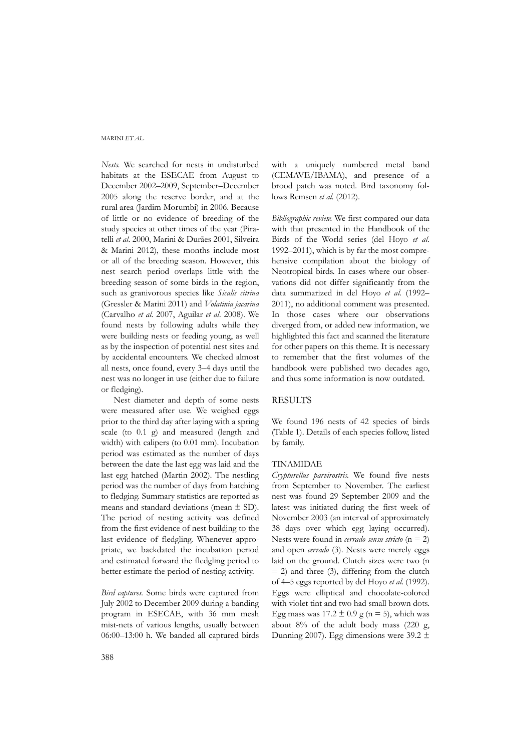*Nests.* We searched for nests in undisturbed habitats at the ESECAE from August to December 2002–2009, September–December 2005 along the reserve border, and at the rural area (Jardim Morumbi) in 2006. Because of little or no evidence of breeding of the study species at other times of the year (Piratelli *et al*. 2000, Marini & Durães 2001, Silveira & Marini 2012), these months include most or all of the breeding season. However, this nest search period overlaps little with the breeding season of some birds in the region, such as granivorous species like *Sicalis citrina* (Gressler & Marini 2011) and *Volatinia jacarina* (Carvalho *et al*. 2007, Aguilar *et al*. 2008). We found nests by following adults while they were building nests or feeding young, as well as by the inspection of potential nest sites and by accidental encounters. We checked almost all nests, once found, every 3–4 days until the nest was no longer in use (either due to failure or fledging).

Nest diameter and depth of some nests were measured after use. We weighed eggs prior to the third day after laying with a spring scale (to 0.1 g) and measured (length and width) with calipers (to 0.01 mm). Incubation period was estimated as the number of days between the date the last egg was laid and the last egg hatched (Martin 2002). The nestling period was the number of days from hatching to fledging. Summary statistics are reported as means and standard deviations (mean ± SD). The period of nesting activity was defined from the first evidence of nest building to the last evidence of fledgling. Whenever appropriate, we backdated the incubation period and estimated forward the fledgling period to better estimate the period of nesting activity.

*Bird captures.* Some birds were captured from July 2002 to December 2009 during a banding program in ESECAE, with 36 mm mesh mist-nets of various lengths, usually between 06:00–13:00 h. We banded all captured birds with a uniquely numbered metal band (CEMAVE/IBAMA), and presence of a brood patch was noted. Bird taxonomy follows Remsen *et al.* (2012).

*Bibliographic review.* We first compared our data with that presented in the Handbook of the Birds of the World series (del Hoyo *et al*. 1992–2011), which is by far the most comprehensive compilation about the biology of Neotropical birds. In cases where our observations did not differ significantly from the data summarized in del Hoyo *et al.* (1992–2011), no additional comment was presented. In those cases where our observations diverged from, or added new information, we highlighted this fact and scanned the literature for other papers on this theme. It is necessary to remember that the first volumes of the handbook were published two decades ago, and thus some information is now outdated.

## RESULTS

We found 196 nests of 42 species of birds (Table 1). Details of each species follow, listed by family.

### TINAMIDAE

*Crypturellus parvirostris.* We found five nests from September to November. The earliest nest was found 29 September 2009 and the latest was initiated during the first week of November 2003 (an interval of approximately 38 days over which egg laying occurred). Nests were found in *cerrado sensu stricto* (n = 2) and open *cerrado* (3). Nests were merely eggs laid on the ground. Clutch sizes were two (n = 2) and three (3), differing from the clutch of 4–5 eggs reported by del Hoyo *et al.* (1992). Eggs were elliptical and chocolate-colored with violet tint and two had small brown dots. Egg mass was 17.2 ± 0.9 g (n = 5), which was about 8% of the adult body mass (220 g, Dunning 2007). Egg dimensions were 39.2 ±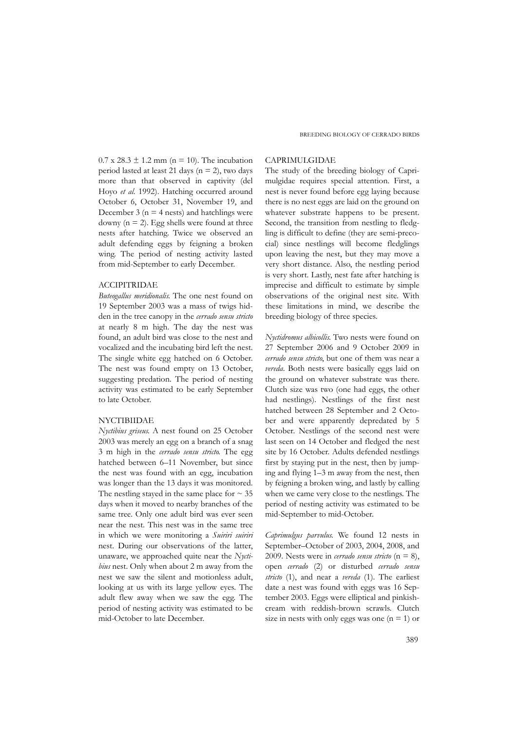0.7 x 28.3 ± 1.2 mm (n = 10). The incubation period lasted at least 21 days (n = 2), two days more than that observed in captivity (del Hoyo *et al.* 1992). Hatching occurred around October 6, October 31, November 19, and December 3 (n = 4 nests) and hatchlings were downy (n = 2). Egg shells were found at three nests after hatching. Twice we observed an adult defending eggs by feigning a broken wing. The period of nesting activity lasted from mid-September to early December.

## ACCIPITRIDAE

*Buteogallus meridionalis.* The one nest found on 19 September 2003 was a mass of twigs hidden in the tree canopy in the *cerrado sensu stricto* at nearly 8 m high. The day the nest was found, an adult bird was close to the nest and vocalized and the incubating bird left the nest. The single white egg hatched on 6 October. The nest was found empty on 13 October, suggesting predation. The period of nesting activity was estimated to be early September to late October.

## NYCTIBIIDAE

*Nyctibius griseus.* A nest found on 25 October 2003 was merely an egg on a branch of a snag 3 m high in the *cerrado sensu stricto.* The egg hatched between 6–11 November, but since the nest was found with an egg, incubation was longer than the 13 days it was monitored. The nestling stayed in the same place for ~ 35 days when it moved to nearby branches of the same tree. Only one adult bird was ever seen near the nest. This nest was in the same tree in which we were monitoring a *Suiriri suiriri* nest. During our observations of the latter, unaware, we approached quite near the *Nyctibius* nest. Only when about 2 m away from the nest we saw the silent and motionless adult, looking at us with its large yellow eyes. The adult flew away when we saw the egg. The period of nesting activity was estimated to be mid-October to late December.

## CAPRIMULGIDAE

The study of the breeding biology of Caprimulgidae requires special attention. First, a nest is never found before egg laying because there is no nest eggs are laid on the ground on whatever substrate happens to be present. Second, the transition from nestling to fledgling is difficult to define (they are semi-precocial) since nestlings will become fledglings upon leaving the nest, but they may move a very short distance. Also, the nestling period is very short. Lastly, nest fate after hatching is imprecise and difficult to estimate by simple observations of the original nest site. With these limitations in mind, we describe the breeding biology of three species.

*Nyctidromus albicollis.* Two nests were found on 27 September 2006 and 9 October 2009 in *cerrado sensu stricto*, but one of them was near a *vereda*. Both nests were basically eggs laid on the ground on whatever substrate was there. Clutch size was two (one had eggs, the other had nestlings). Nestlings of the first nest hatched between 28 September and 2 October and were apparently depredated by 5 October. Nestlings of the second nest were last seen on 14 October and fledged the nest site by 16 October. Adults defended nestlings first by staying put in the nest, then by jumping and flying 1–3 m away from the nest, then by feigning a broken wing, and lastly by calling when we came very close to the nestlings. The period of nesting activity was estimated to be mid-September to mid-October.

*Caprimulgus parvulus.* We found 12 nests in September–October of 2003, 2004, 2008, and 2009. Nests were in *cerrado sensu stricto* (n = 8), open *cerrado* (2) or disturbed *cerrado sensu stricto* (1), and near a *vereda* (1). The earliest date a nest was found with eggs was 16 September 2003. Eggs were elliptical and pinkish-cream with reddish-brown scrawls. Clutch size in nests with only eggs was one (n = 1) or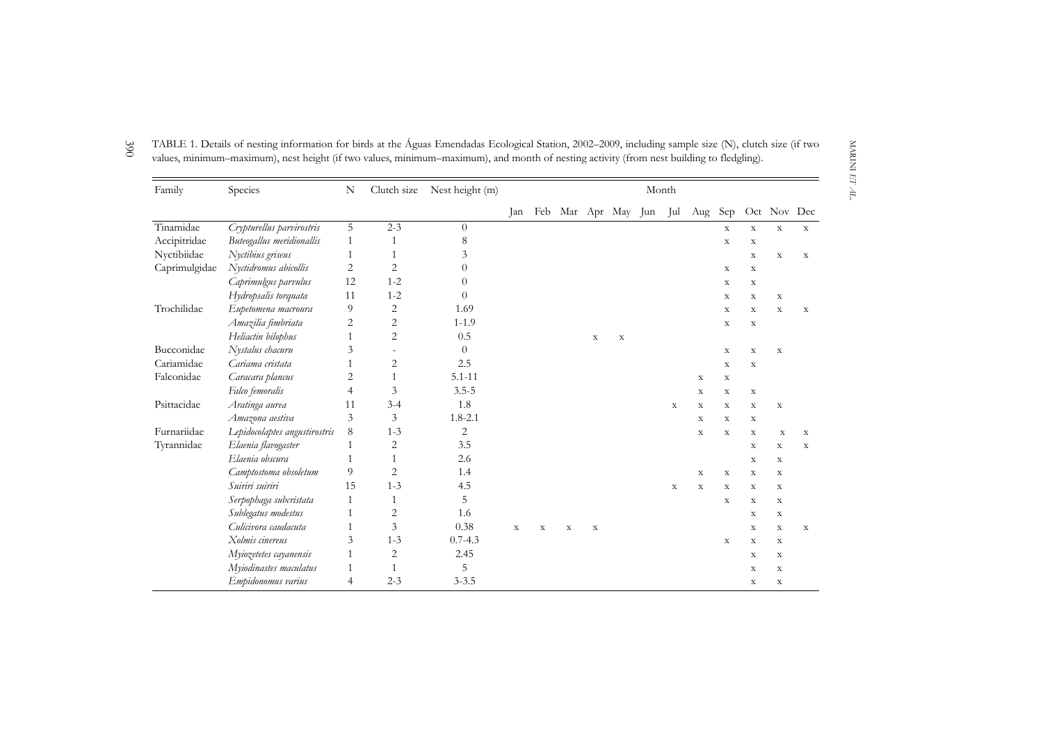TABLE 1. Details of nesting information for birds at the Águas Emendadas Ecological Station, 2002–2009, including sample size (N), clutch size (if two values, minimum–maximum), nest height (if two values, minimum–maximum), and month of nesting activity (from nest building to fledgling).

| Family | Species | N | Clutch size | Nest height (m) | Month | | | | | | | | | | | |
|---|---|---|---|---|---|---|---|---|---|---|---|---|---|---|---|---|
| | | | | | Jan | Feb | Mar | Apr | May | Jun | Jul | Aug | Sep | Oct | Nov | Dec |
| Tinamidae | *Crypturellus parvirostris* | 5 | 2-3 | 0 | | | | | | | | | x | x | x | x |
| Accipitridae | *Buteogallus meridionallis* | 1 | 1 | 8 | | | | | | | | | x | x | | |
| Nyctibiidae | *Nyctibius griseus* | 1 | 1 | 3 | | | | | | | | | | x | x | x |
| Caprimulgidae | *Nyctidromus abicollis* | 2 | 2 | 0 | | | | | | | | | x | x | | |
| | *Caprimulgus parvulus* | 12 | 1-2 | 0 | | | | | | | | | x | x | | |
| | *Hydropsalis torquata* | 11 | 1-2 | 0 | | | | | | | | | x | x | x | |
| Trochilidae | *Eupetomena macroura* | 9 | 2 | 1.69 | | | | | | | | | x | x | x | x |
| | *Amazilia fimbriata* | 2 | 2 | 1-1.9 | | | | | | | | | x | x | | |
| | *Heliactin bilophus* | 1 | 2 | 0.5 | | | | x | x | | | | | | | |
| Bucconidae | *Nystalus chacuru* | 3 | - | 0 | | | | | | | | | x | x | x | |
| Cariamidae | *Cariama cristata* | 1 | 2 | 2.5 | | | | | | | | | x | x | | |
| Falconidae | *Caracara plancus* | 2 | 1 | 5.1-11 | | | | | | | | x | x | | | |
| | *Falco femoralis* | 4 | 3 | 3.5-5 | | | | | | | | x | x | x | | |
| Psittacidae | *Aratinga aurea* | 11 | 3-4 | 1.8 | | | | | | | x | x | x | x | x | |
| | *Amazona aestiva* | 3 | 3 | 1.8-2.1 | | | | | | | | x | x | x | | |
| Furnariidae | *Lepidocolaptes angustirostris* | 8 | 1-3 | 2 | | | | | | | | x | x | x | x | x |
| Tyrannidae | *Elaenia flavogaster* | 1 | 2 | 3.5 | | | | | | | | | | x | x | x |
| | *Elaenia obscura* | 1 | 1 | 2.6 | | | | | | | | | | x | x | |
| | *Camptostoma obsoletum* | 9 | 2 | 1.4 | | | | | | | | x | x | x | x | |
| | *Suiriri suiriri* | 15 | 1-3 | 4.5 | | | | | | | x | x | x | x | x | |
| | *Serpophaga subcristata* | 1 | 1 | 5 | | | | | | | | | x | x | x | |
| | *Sublegatus modestus* | 1 | 2 | 1.6 | | | | | | | | | | x | x | |
| | *Culicivora caudacuta* | 1 | 3 | 0.38 | x | x | x | x | | | | | | x | x | x |
| | *Xolmis cinereus* | 3 | 1-3 | 0.7-4.3 | | | | | | | | | x | x | x | |
| | *Myiozetetes cayanensis* | 1 | 2 | 2.45 | | | | | | | | | | x | x | |
| | *Myiodinastes maculatus* | 1 | 1 | 5 | | | | | | | | | | x | x | |
| | *Empidonomus varius* | 4 | 2-3 | 3-3.5 | | | | | | | | | | x | x | |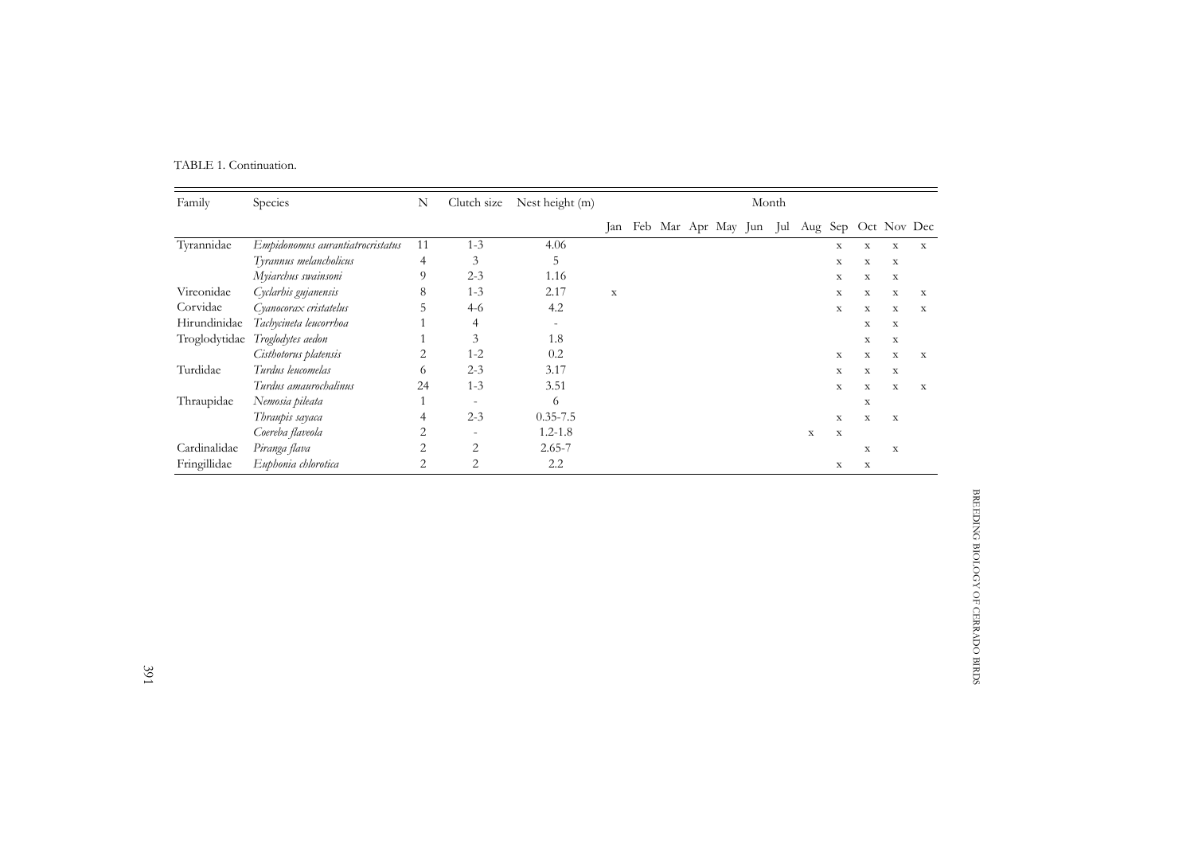TABLE 1. Continuation.

| Family | Species | N | Clutch size | Nest height (m) | Month | | | | | | | | | | | |
|---|---|---|---|---|---|---|---|---|---|---|---|---|---|---|---|---|
| | | | | | Jan | Feb | Mar | Apr | May | Jun | Jul | Aug | Sep | Oct | Nov | Dec |
| Tyrannidae | *Empidonomus aurantiatrocristatus* | 11 | 1-3 | 4.06 | | | | | | | | | x | x | x | x |
| | *Tyrannus melancholicus* | 4 | 3 | 5 | | | | | | | | | x | x | x | |
| | *Myiarchus swainsoni* | 9 | 2-3 | 1.16 | | | | | | | | | x | x | x | |
| Vireonidae | *Cyclarhis gujanensis* | 8 | 1-3 | 2.17 | x | | | | | | | | x | x | x | x |
| Corvidae | *Cyanocorax cristatelus* | 5 | 4-6 | 4.2 | | | | | | | | | x | x | x | x |
| Hirundinidae | *Tachycineta leucorrhoa* | 1 | 4 | - | | | | | | | | | | x | x | |
| Troglodytidae | *Troglodytes aedon* | 1 | 3 | 1.8 | | | | | | | | | | x | x | |
| | *Cisthotorus platensis* | 2 | 1-2 | 0.2 | | | | | | | | | x | x | x | x |
| Turdidae | *Turdus leucomelas* | 6 | 2-3 | 3.17 | | | | | | | | | x | x | x | |
| | *Turdus amaurochalinus* | 24 | 1-3 | 3.51 | | | | | | | | | x | x | x | x |
| Thraupidae | *Nemosia pileata* | 1 | - | 6 | | | | | | | | | | x | | |
| | *Thraupis sayaca* | 4 | 2-3 | 0.35-7.5 | | | | | | | | | x | x | x | |
| | *Coereba flaveola* | 2 | - | 1.2-1.8 | | | | | | | | x | x | | | |
| Cardinalidae | *Piranga flava* | 2 | 2 | 2.65-7 | | | | | | | | | | x | x | |
| Fringillidae | *Euphonia chlorotica* | 2 | 2 | 2.2 | | | | | | | | | x | x | | |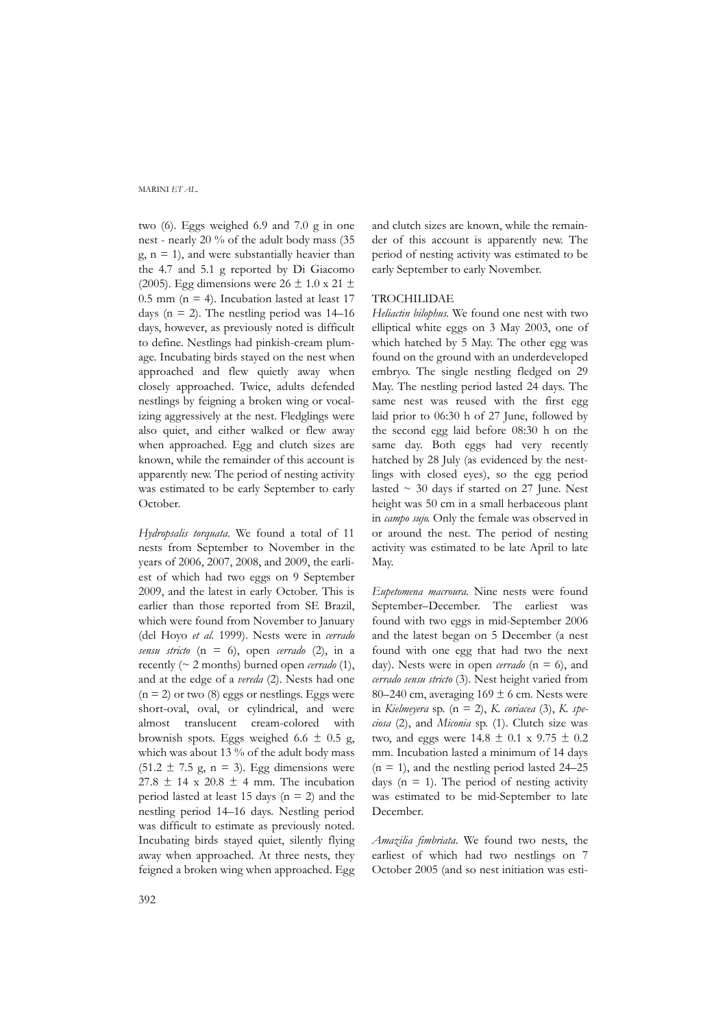two (6). Eggs weighed 6.9 and 7.0 g in one nest - nearly 20 % of the adult body mass (35 g, n = 1), and were substantially heavier than the 4.7 and 5.1 g reported by Di Giacomo (2005). Egg dimensions were 26 ± 1.0 x 21 ± 0.5 mm (n = 4). Incubation lasted at least 17 days (n = 2). The nestling period was 14–16 days, however, as previously noted is difficult to define. Nestlings had pinkish-cream plumage. Incubating birds stayed on the nest when approached and flew quietly away when closely approached. Twice, adults defended nestlings by feigning a broken wing or vocalizing aggressively at the nest. Fledglings were also quiet, and either walked or flew away when approached. Egg and clutch sizes are known, while the remainder of this account is apparently new. The period of nesting activity was estimated to be early September to early October.

*Hydropsalis torquata*. We found a total of 11 nests from September to November in the years of 2006, 2007, 2008, and 2009, the earliest of which had two eggs on 9 September 2009, and the latest in early October. This is earlier than those reported from SE Brazil, which were found from November to January (del Hoyo *et al.* 1999). Nests were in *cerrado sensu stricto* (n = 6), open *cerrado* (2), in a recently (~ 2 months) burned open *cerrado* (1), and at the edge of a *vereda* (2). Nests had one (n = 2) or two (8) eggs or nestlings. Eggs were short-oval, oval, or cylindrical, and were almost translucent cream-colored with brownish spots. Eggs weighed 6.6 ± 0.5 g, which was about 13 % of the adult body mass (51.2 ± 7.5 g, n = 3). Egg dimensions were 27.8 ± 14 x 20.8 ± 4 mm. The incubation period lasted at least 15 days (n = 2) and the nestling period 14–16 days. Nestling period was difficult to estimate as previously noted. Incubating birds stayed quiet, silently flying away when approached. At three nests, they feigned a broken wing when approached. Egg and clutch sizes are known, while the remainder of this account is apparently new. The period of nesting activity was estimated to be early September to early November.

TROCHILIDAE

*Heliactin bilophus*. We found one nest with two elliptical white eggs on 3 May 2003, one of which hatched by 5 May. The other egg was found on the ground with an underdeveloped embryo. The single nestling fledged on 29 May. The nestling period lasted 24 days. The same nest was reused with the first egg laid prior to 06:30 h of 27 June, followed by the second egg laid before 08:30 h on the same day. Both eggs had very recently hatched by 28 July (as evidenced by the nestlings with closed eyes), so the egg period lasted ~ 30 days if started on 27 June. Nest height was 50 cm in a small herbaceous plant in *campo sujo*. Only the female was observed in or around the nest. The period of nesting activity was estimated to be late April to late May.

*Eupetomena macroura*. Nine nests were found September–December. The earliest was found with two eggs in mid-September 2006 and the latest began on 5 December (a nest found with one egg that had two the next day). Nests were in open *cerrado* (n = 6), and *cerrado sensu stricto* (3). Nest height varied from 80–240 cm, averaging 169 ± 6 cm. Nests were in *Kielmeyera* sp. (n = 2), *K. coriacea* (3), *K. speciosa* (2), and *Miconia* sp. (1). Clutch size was two, and eggs were 14.8 ± 0.1 x 9.75 ± 0.2 mm. Incubation lasted a minimum of 14 days (n = 1), and the nestling period lasted 24–25 days (n = 1). The period of nesting activity was estimated to be mid-September to late December.

*Amazilia fimbriata*. We found two nests, the earliest of which had two nestlings on 7 October 2005 (and so nest initiation was esti-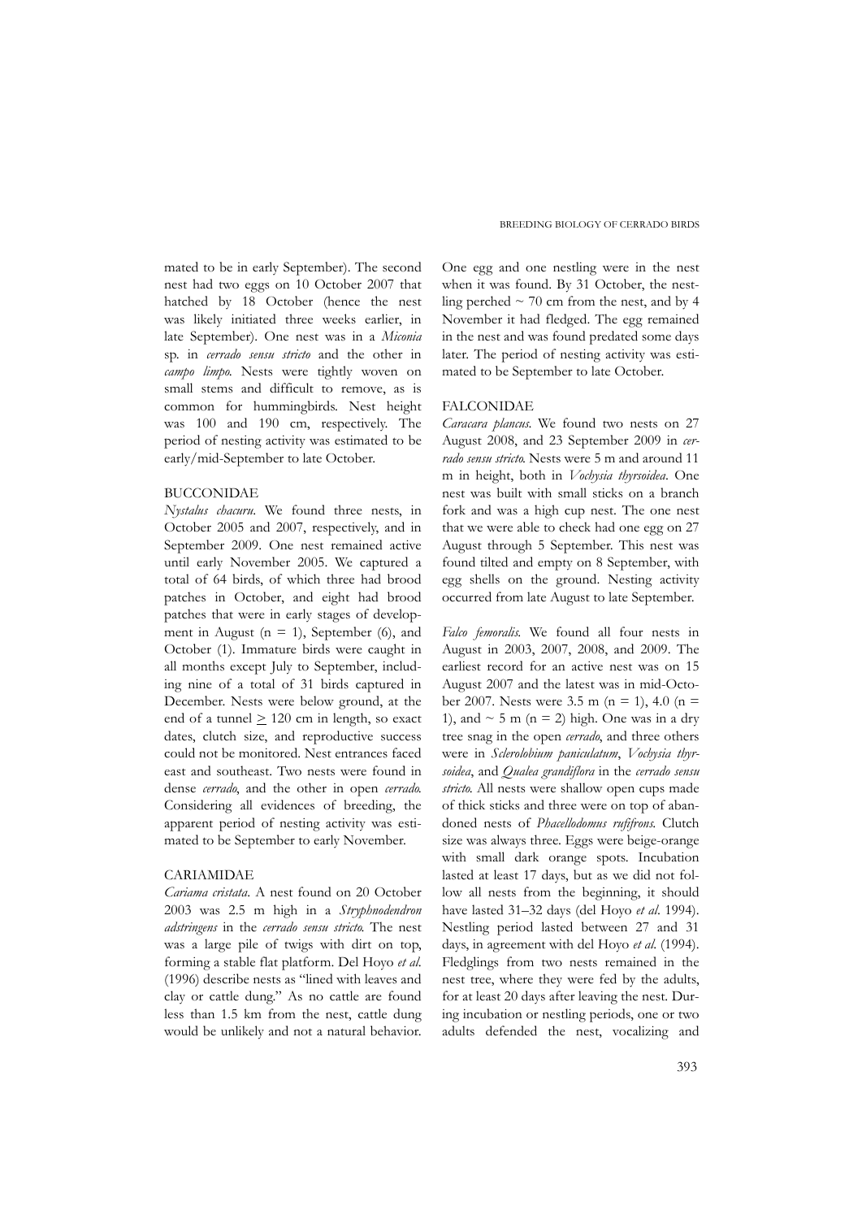mated to be in early September). The second nest had two eggs on 10 October 2007 that hatched by 18 October (hence the nest was likely initiated three weeks earlier, in late September). One nest was in a *Miconia* sp. in *cerrado sensu stricto* and the other in *campo limpo*. Nests were tightly woven on small stems and difficult to remove, as is common for hummingbirds. Nest height was 100 and 190 cm, respectively. The period of nesting activity was estimated to be early/mid-September to late October.

## BUCCONIDAE

*Nystalus chacuru*. We found three nests, in October 2005 and 2007, respectively, and in September 2009. One nest remained active until early November 2005. We captured a total of 64 birds, of which three had brood patches in October, and eight had brood patches that were in early stages of development in August (n = 1), September (6), and October (1). Immature birds were caught in all months except July to September, including nine of a total of 31 birds captured in December. Nests were below ground, at the end of a tunnel ≥ 120 cm in length, so exact dates, clutch size, and reproductive success could not be monitored. Nest entrances faced east and southeast. Two nests were found in dense *cerrado*, and the other in open *cerrado*. Considering all evidences of breeding, the apparent period of nesting activity was estimated to be September to early November.

## CARIAMIDAE

*Cariama cristata*. A nest found on 20 October 2003 was 2.5 m high in a *Stryphnodendron adstringens* in the *cerrado sensu stricto*. The nest was a large pile of twigs with dirt on top, forming a stable flat platform. Del Hoyo *et al*. (1996) describe nests as "lined with leaves and clay or cattle dung." As no cattle are found less than 1.5 km from the nest, cattle dung would be unlikely and not a natural behavior. One egg and one nestling were in the nest when it was found. By 31 October, the nestling perched ~ 70 cm from the nest, and by 4 November it had fledged. The egg remained in the nest and was found predated some days later. The period of nesting activity was estimated to be September to late October.

## FALCONIDAE

*Caracara plancus*. We found two nests on 27 August 2008, and 23 September 2009 in *cerrado sensu stricto*. Nests were 5 m and around 11 m in height, both in *Vochysia thyrsoidea*. One nest was built with small sticks on a branch fork and was a high cup nest. The one nest that we were able to check had one egg on 27 August through 5 September. This nest was found tilted and empty on 8 September, with egg shells on the ground. Nesting activity occurred from late August to late September.

*Falco femoralis*. We found all four nests in August in 2003, 2007, 2008, and 2009. The earliest record for an active nest was on 15 August 2007 and the latest was in mid-October 2007. Nests were 3.5 m (n = 1), 4.0 (n = 1), and ~ 5 m (n = 2) high. One was in a dry tree snag in the open *cerrado*, and three others were in *Sclerolobium paniculatum*, *Vochysia thyrsoidea*, and *Qualea grandiflora* in the *cerrado sensu stricto*. All nests were shallow open cups made of thick sticks and three were on top of abandoned nests of *Phacellodomus rufifrons*. Clutch size was always three. Eggs were beige-orange with small dark orange spots. Incubation lasted at least 17 days, but as we did not follow all nests from the beginning, it should have lasted 31–32 days (del Hoyo *et al*. 1994). Nestling period lasted between 27 and 31 days, in agreement with del Hoyo *et al*. (1994). Fledglings from two nests remained in the nest tree, where they were fed by the adults, for at least 20 days after leaving the nest. During incubation or nestling periods, one or two adults defended the nest, vocalizing and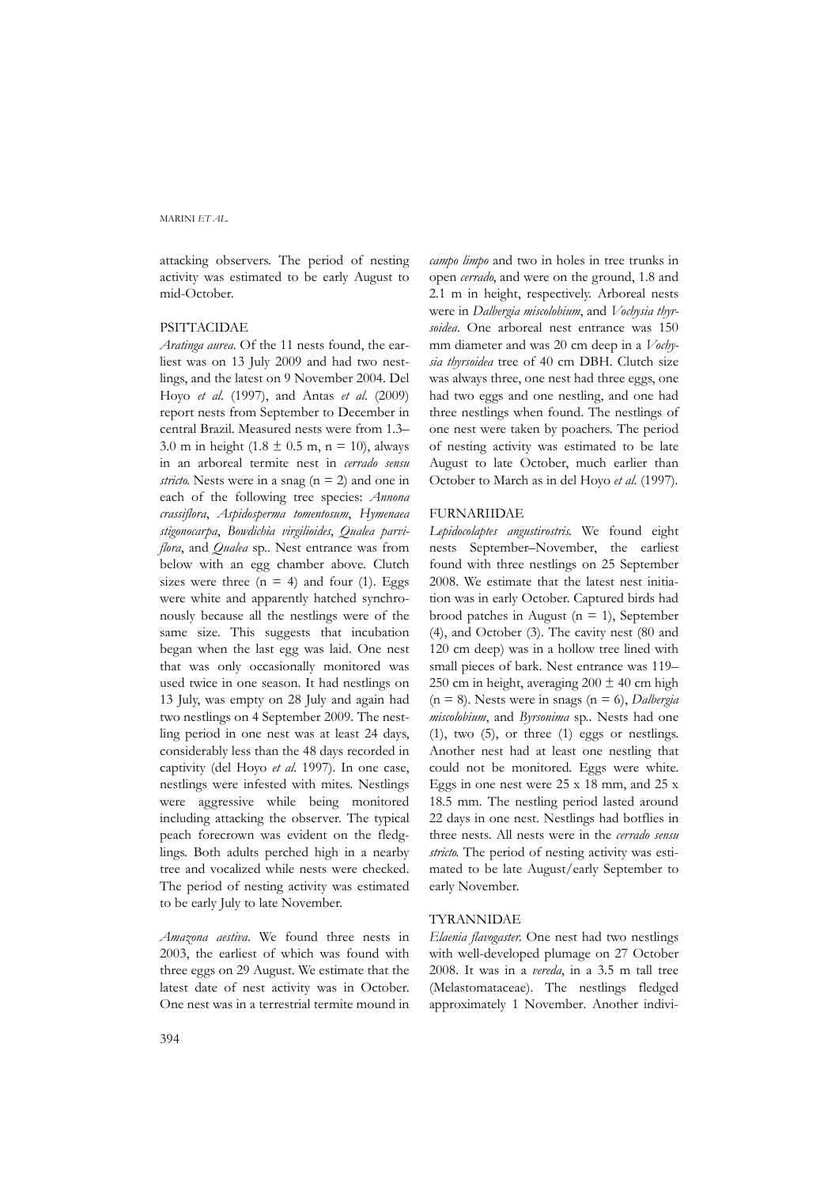attacking observers. The period of nesting activity was estimated to be early August to mid-October.

## PSITTACIDAE

*Aratinga aurea*. Of the 11 nests found, the earliest was on 13 July 2009 and had two nestlings, and the latest on 9 November 2004. Del Hoyo *et al*. (1997), and Antas *et al*. (2009) report nests from September to December in central Brazil. Measured nests were from 1.3–3.0 m in height (1.8 ± 0.5 m, n = 10), always in an arboreal termite nest in *cerrado sensu stricto*. Nests were in a snag (n = 2) and one in each of the following tree species: *Annona crassiflora*, *Aspidosperma tomentosum*, *Hymenaea stigonocarpa*, *Bowdichia virgilioides*, *Qualea parviflora*, and *Qualea* sp.. Nest entrance was from below with an egg chamber above. Clutch sizes were three (n = 4) and four (1). Eggs were white and apparently hatched synchronously because all the nestlings were of the same size. This suggests that incubation began when the last egg was laid. One nest that was only occasionally monitored was used twice in one season. It had nestlings on 13 July, was empty on 28 July and again had two nestlings on 4 September 2009. The nestling period in one nest was at least 24 days, considerably less than the 48 days recorded in captivity (del Hoyo *et al*. 1997). In one case, nestlings were infested with mites. Nestlings were aggressive while being monitored including attacking the observer. The typical peach forecrown was evident on the fledglings. Both adults perched high in a nearby tree and vocalized while nests were checked. The period of nesting activity was estimated to be early July to late November.

*Amazona aestiva*. We found three nests in 2003, the earliest of which was found with three eggs on 29 August. We estimate that the latest date of nest activity was in October. One nest was in a terrestrial termite mound in *campo limpo* and two in holes in tree trunks in open *cerrado*, and were on the ground, 1.8 and 2.1 m in height, respectively. Arboreal nests were in *Dalbergia miscolobium*, and *Vochysia thyrsoidea*. One arboreal nest entrance was 150 mm diameter and was 20 cm deep in a *Vochysia thyrsoidea* tree of 40 cm DBH. Clutch size was always three, one nest had three eggs, one had two eggs and one nestling, and one had three nestlings when found. The nestlings of one nest were taken by poachers. The period of nesting activity was estimated to be late August to late October, much earlier than October to March as in del Hoyo *et al*. (1997).

## FURNARIIDAE

*Lepidocolaptes angustirostris*. We found eight nests September–November, the earliest found with three nestlings on 25 September 2008. We estimate that the latest nest initiation was in early October. Captured birds had brood patches in August (n = 1), September (4), and October (3). The cavity nest (80 and 120 cm deep) was in a hollow tree lined with small pieces of bark. Nest entrance was 119–250 cm in height, averaging 200 ± 40 cm high (n = 8). Nests were in snags (n = 6), *Dalbergia miscolobium*, and *Byrsonima* sp.. Nests had one (1), two (5), or three (1) eggs or nestlings. Another nest had at least one nestling that could not be monitored. Eggs were white. Eggs in one nest were 25 x 18 mm, and 25 x 18.5 mm. The nestling period lasted around 22 days in one nest. Nestlings had botflies in three nests. All nests were in the *cerrado sensu stricto*. The period of nesting activity was estimated to be late August/early September to early November.

## TYRANNIDAE

*Elaenia flavogaster*. One nest had two nestlings with well-developed plumage on 27 October 2008. It was in a *vereda*, in a 3.5 m tall tree (Melastomataceae). The nestlings fledged approximately 1 November. Another indivi-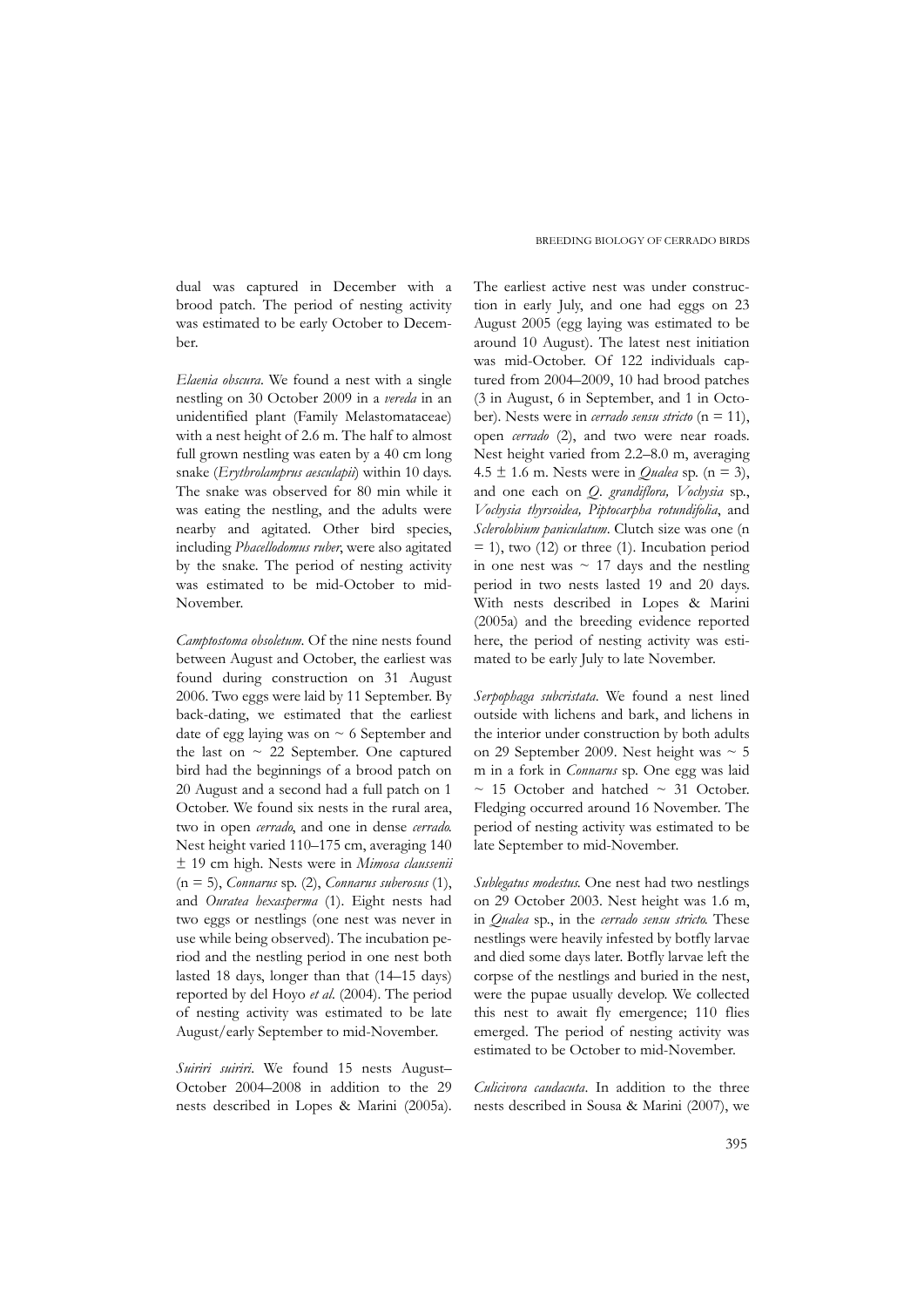dual was captured in December with a brood patch. The period of nesting activity was estimated to be early October to December.

*Elaenia obscura*. We found a nest with a single nestling on 30 October 2009 in a *vereda* in an unidentified plant (Family Melastomataceae) with a nest height of 2.6 m. The half to almost full grown nestling was eaten by a 40 cm long snake (*Erythrolamprus aesculapii*) within 10 days. The snake was observed for 80 min while it was eating the nestling, and the adults were nearby and agitated. Other bird species, including *Phacellodomus ruber*, were also agitated by the snake. The period of nesting activity was estimated to be mid-October to mid-November.

*Camptostoma obsoletum*. Of the nine nests found between August and October, the earliest was found during construction on 31 August 2006. Two eggs were laid by 11 September. By back-dating, we estimated that the earliest date of egg laying was on ~ 6 September and the last on ~ 22 September. One captured bird had the beginnings of a brood patch on 20 August and a second had a full patch on 1 October. We found six nests in the rural area, two in open *cerrado*, and one in dense *cerrado*. Nest height varied 110–175 cm, averaging 140 ± 19 cm high. Nests were in *Mimosa claussenii* (n = 5), *Connarus* sp. (2), *Connarus suberosus* (1), and *Ouratea hexasperma* (1). Eight nests had two eggs or nestlings (one nest was never in use while being observed). The incubation period and the nestling period in one nest both lasted 18 days, longer than that (14–15 days) reported by del Hoyo *et al*. (2004). The period of nesting activity was estimated to be late August/early September to mid-November.

*Suiriri suiriri*. We found 15 nests August–October 2004–2008 in addition to the 29 nests described in Lopes & Marini (2005a). The earliest active nest was under construction in early July, and one had eggs on 23 August 2005 (egg laying was estimated to be around 10 August). The latest nest initiation was mid-October. Of 122 individuals captured from 2004–2009, 10 had brood patches (3 in August, 6 in September, and 1 in October). Nests were in *cerrado sensu stricto* (n = 11), open *cerrado* (2), and two were near roads. Nest height varied from 2.2–8.0 m, averaging 4.5 ± 1.6 m. Nests were in *Qualea* sp. (n = 3), and one each on *Q. grandiflora, Vochysia* sp., *Vochysia thyrsoidea, Piptocarpha rotundifolia*, and *Sclerolobium paniculatum*. Clutch size was one (n = 1), two (12) or three (1). Incubation period in one nest was ~ 17 days and the nestling period in two nests lasted 19 and 20 days. With nests described in Lopes & Marini (2005a) and the breeding evidence reported here, the period of nesting activity was estimated to be early July to late November.

*Serpophaga subcristata*. We found a nest lined outside with lichens and bark, and lichens in the interior under construction by both adults on 29 September 2009. Nest height was ~ 5 m in a fork in *Connarus* sp. One egg was laid ~ 15 October and hatched ~ 31 October. Fledging occurred around 16 November. The period of nesting activity was estimated to be late September to mid-November.

*Sublegatus modestus*. One nest had two nestlings on 29 October 2003. Nest height was 1.6 m, in *Qualea* sp., in the *cerrado sensu stricto*. These nestlings were heavily infested by botfly larvae and died some days later. Botfly larvae left the corpse of the nestlings and buried in the nest, were the pupae usually develop. We collected this nest to await fly emergence; 110 flies emerged. The period of nesting activity was estimated to be October to mid-November.

*Culicivora caudacuta*. In addition to the three nests described in Sousa & Marini (2007), we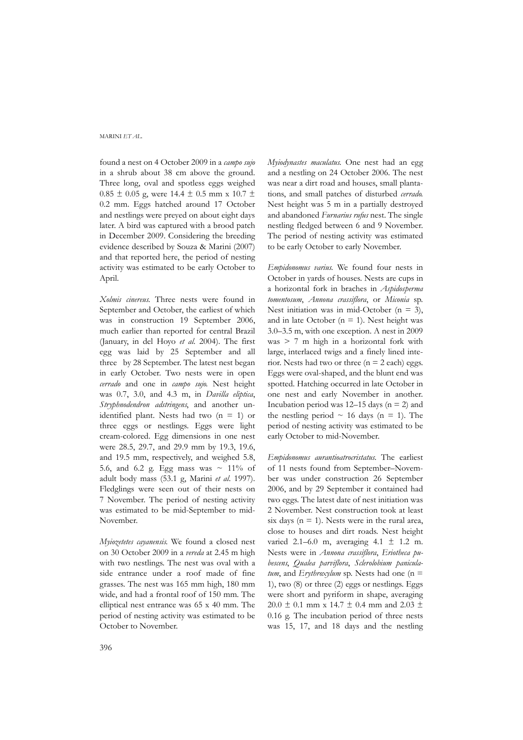found a nest on 4 October 2009 in a *campo sujo* in a shrub about 38 cm above the ground. Three long, oval and spotless eggs weighed 0.85 ± 0.05 g, were 14.4 ± 0.5 mm x 10.7 ± 0.2 mm. Eggs hatched around 17 October and nestlings were preyed on about eight days later. A bird was captured with a brood patch in December 2009. Considering the breeding evidence described by Souza & Marini (2007) and that reported here, the period of nesting activity was estimated to be early October to April.

*Xolmis cinereus*. Three nests were found in September and October, the earliest of which was in construction 19 September 2006, much earlier than reported for central Brazil (January, in del Hoyo *et al*. 2004). The first egg was laid by 25 September and all three by 28 September. The latest nest began in early October. Two nests were in open *cerrado* and one in *campo sujo*. Nest height was 0.7, 3.0, and 4.3 m, in *Davilla eliptica*, *Stryphnodendron adstringens*, and another unidentified plant. Nests had two (n = 1) or three eggs or nestlings. Eggs were light cream-colored. Egg dimensions in one nest were 28.5, 29.7, and 29.9 mm by 19.3, 19.6, and 19.5 mm, respectively, and weighed 5.8, 5.6, and 6.2 g. Egg mass was ~ 11% of adult body mass (53.1 g, Marini *et al*. 1997). Fledglings were seen out of their nests on 7 November. The period of nesting activity was estimated to be mid-September to mid-November.

*Myiozetetes cayanensis*. We found a closed nest on 30 October 2009 in a *vereda* at 2.45 m high with two nestlings. The nest was oval with a side entrance under a roof made of fine grasses. The nest was 165 mm high, 180 mm wide, and had a frontal roof of 150 mm. The elliptical nest entrance was 65 x 40 mm. The period of nesting activity was estimated to be October to November.

*Myiodynastes maculatus*. One nest had an egg and a nestling on 24 October 2006. The nest was near a dirt road and houses, small plantations, and small patches of disturbed *cerrado*. Nest height was 5 m in a partially destroyed and abandoned *Furnarius rufus* nest. The single nestling fledged between 6 and 9 November. The period of nesting activity was estimated to be early October to early November.

*Empidonomus varius*. We found four nests in October in yards of houses. Nests are cups in a horizontal fork in braches in *Aspidosperma tomentosum*, *Annona crassiflora*, or *Miconia* sp. Nest initiation was in mid-October (n = 3), and in late October (n = 1). Nest height was 3.0–3.5 m, with one exception. A nest in 2009 was > 7 m high in a horizontal fork with large, interlaced twigs and a finely lined interior. Nests had two or three (n = 2 each) eggs. Eggs were oval-shaped, and the blunt end was spotted. Hatching occurred in late October in one nest and early November in another. Incubation period was 12–15 days (n = 2) and the nestling period ~ 16 days (n = 1). The period of nesting activity was estimated to be early October to mid-November.

*Empidonomus aurantioatrocristatus*. The earliest of 11 nests found from September–November was under construction 26 September 2006, and by 29 September it contained had two eggs. The latest date of nest initiation was 2 November. Nest construction took at least six days (n = 1). Nests were in the rural area, close to houses and dirt roads. Nest height varied 2.1–6.0 m, averaging 4.1 ± 1.2 m. Nests were in *Annona crassiflora*, *Eriotheca pubescens*, *Qualea parviflora*, *Sclerolobium paniculatum*, and *Erythroxylum* sp. Nests had one (n = 1), two (8) or three (2) eggs or nestlings. Eggs were short and pyriform in shape, averaging 20.0 ± 0.1 mm x 14.7 ± 0.4 mm and 2.03 ± 0.16 g. The incubation period of three nests was 15, 17, and 18 days and the nestling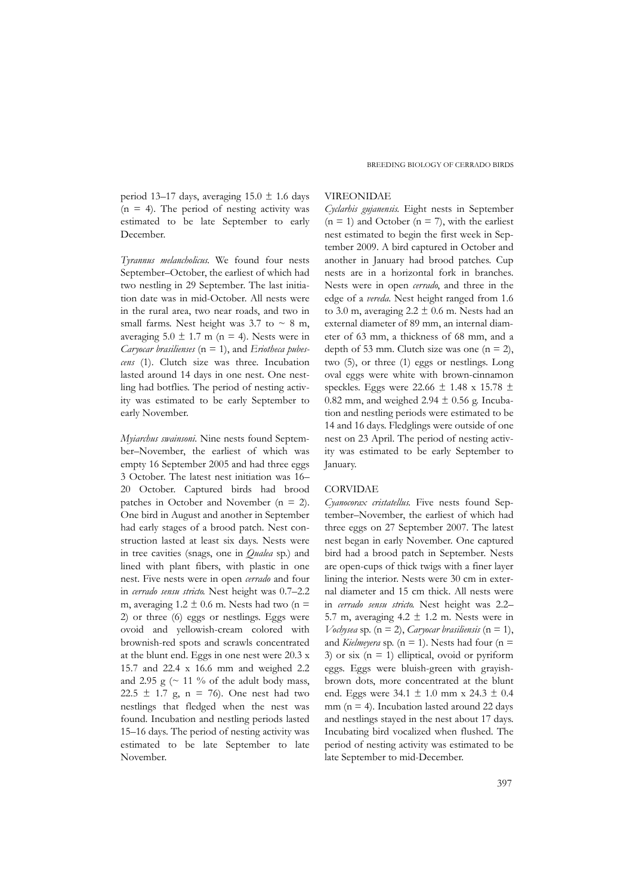period 13–17 days, averaging 15.0 ± 1.6 days (n = 4). The period of nesting activity was estimated to be late September to early December.

*Tyrannus melancholicus.* We found four nests September–October, the earliest of which had two nestling in 29 September. The last initiation date was in mid-October. All nests were in the rural area, two near roads, and two in small farms. Nest height was 3.7 to ~ 8 m, averaging 5.0 ± 1.7 m (n = 4). Nests were in *Caryocar brasilienses* (n = 1), and *Eriotheca pubescens* (1). Clutch size was three. Incubation lasted around 14 days in one nest. One nestling had botflies. The period of nesting activity was estimated to be early September to early November.

*Myiarchus swainsoni.* Nine nests found September–November, the earliest of which was empty 16 September 2005 and had three eggs 3 October. The latest nest initiation was 16–20 October. Captured birds had brood patches in October and November (n = 2). One bird in August and another in September had early stages of a brood patch. Nest construction lasted at least six days. Nests were in tree cavities (snags, one in *Qualea* sp.) and lined with plant fibers, with plastic in one nest. Five nests were in open *cerrado* and four in *cerrado sensu stricto.* Nest height was 0.7–2.2 m, averaging 1.2 ± 0.6 m. Nests had two (n = 2) or three (6) eggs or nestlings. Eggs were ovoid and yellowish-cream colored with brownish-red spots and scrawls concentrated at the blunt end. Eggs in one nest were 20.3 x 15.7 and 22.4 x 16.6 mm and weighed 2.2 and 2.95 g (~ 11 % of the adult body mass, 22.5 ± 1.7 g, n = 76). One nest had two nestlings that fledged when the nest was found. Incubation and nestling periods lasted 15–16 days. The period of nesting activity was estimated to be late September to late November.

## VIREONIDAE

*Cyclarhis gujanensis.* Eight nests in September (n = 1) and October (n = 7), with the earliest nest estimated to begin the first week in September 2009. A bird captured in October and another in January had brood patches. Cup nests are in a horizontal fork in branches. Nests were in open *cerrado*, and three in the edge of a *vereda*. Nest height ranged from 1.6 to 3.0 m, averaging 2.2 ± 0.6 m. Nests had an external diameter of 89 mm, an internal diameter of 63 mm, a thickness of 68 mm, and a depth of 53 mm. Clutch size was one (n = 2), two (5), or three (1) eggs or nestlings. Long oval eggs were white with brown-cinnamon speckles. Eggs were 22.66 ± 1.48 x 15.78 ± 0.82 mm, and weighed 2.94 ± 0.56 g. Incubation and nestling periods were estimated to be 14 and 16 days. Fledglings were outside of one nest on 23 April. The period of nesting activity was estimated to be early September to January.

## CORVIDAE

*Cyanocorax cristatellus.* Five nests found September–November, the earliest of which had three eggs on 27 September 2007. The latest nest began in early November. One captured bird had a brood patch in September. Nests are open-cups of thick twigs with a finer layer lining the interior. Nests were 30 cm in external diameter and 15 cm thick. All nests were in *cerrado sensu stricto.* Nest height was 2.2–5.7 m, averaging 4.2 ± 1.2 m. Nests were in *Vochysea* sp. (n = 2), *Caryocar brasiliensis* (n = 1), and *Kielmeyera* sp. (n = 1). Nests had four (n = 3) or six (n = 1) elliptical, ovoid or pyriform eggs. Eggs were bluish-green with grayish-brown dots, more concentrated at the blunt end. Eggs were 34.1 ± 1.0 mm x 24.3 ± 0.4 mm (n = 4). Incubation lasted around 22 days and nestlings stayed in the nest about 17 days. Incubating bird vocalized when flushed. The period of nesting activity was estimated to be late September to mid-December.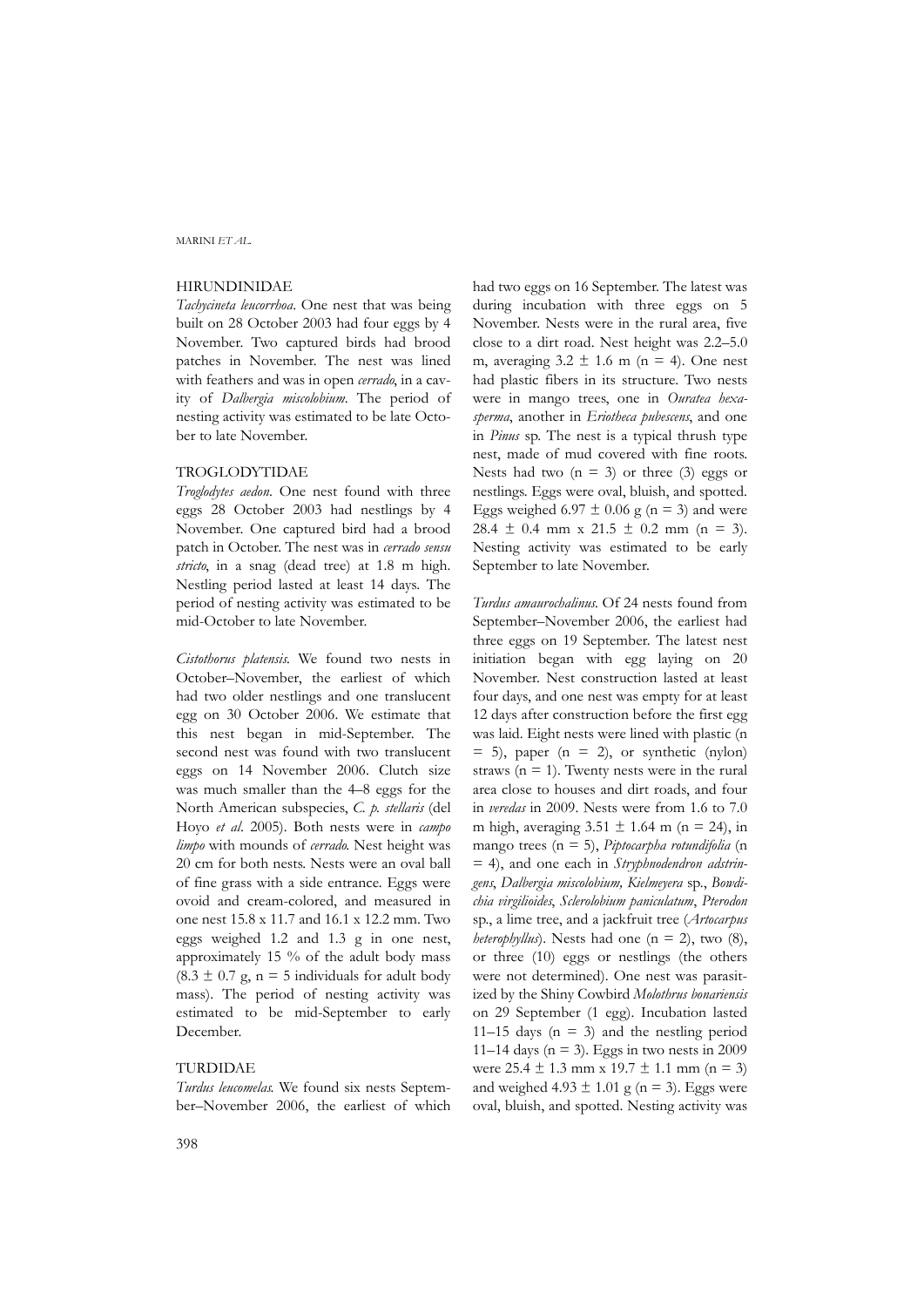## HIRUNDINIDAE

*Tachycineta leucorrhoa*. One nest that was being built on 28 October 2003 had four eggs by 4 November. Two captured birds had brood patches in November. The nest was lined with feathers and was in open *cerrado*, in a cavity of *Dalbergia miscolobium*. The period of nesting activity was estimated to be late October to late November.

## TROGLODYTIDAE

*Troglodytes aedon*. One nest found with three eggs 28 October 2003 had nestlings by 4 November. One captured bird had a brood patch in October. The nest was in *cerrado sensu stricto*, in a snag (dead tree) at 1.8 m high. Nestling period lasted at least 14 days. The period of nesting activity was estimated to be mid-October to late November.

*Cistothorus platensis*. We found two nests in October–November, the earliest of which had two older nestlings and one translucent egg on 30 October 2006. We estimate that this nest began in mid-September. The second nest was found with two translucent eggs on 14 November 2006. Clutch size was much smaller than the 4–8 eggs for the North American subspecies, *C. p. stellaris* (del Hoyo *et al*. 2005). Both nests were in *campo limpo* with mounds of *cerrado.* Nest height was 20 cm for both nests. Nests were an oval ball of fine grass with a side entrance. Eggs were ovoid and cream-colored, and measured in one nest 15.8 x 11.7 and 16.1 x 12.2 mm. Two eggs weighed 1.2 and 1.3 g in one nest, approximately 15 % of the adult body mass ($8.3 \pm 0.7$ g, n = 5 individuals for adult body mass). The period of nesting activity was estimated to be mid-September to early December.

## TURDIDAE

*Turdus leucomelas.* We found six nests September–November 2006, the earliest of which had two eggs on 16 September. The latest was during incubation with three eggs on 5 November. Nests were in the rural area, five close to a dirt road. Nest height was 2.2–5.0 m, averaging $3.2 \pm 1.6$ m (n = 4). One nest had plastic fibers in its structure. Two nests were in mango trees, one in *Ouratea hexasperma*, another in *Eriotheca pubescens*, and one in *Pinus* sp. The nest is a typical thrush type nest, made of mud covered with fine roots. Nests had two (n = 3) or three (3) eggs or nestlings. Eggs were oval, bluish, and spotted. Eggs weighed $6.97 \pm 0.06$ g (n = 3) and were $28.4 \pm 0.4$ mm x $21.5 \pm 0.2$ mm (n = 3). Nesting activity was estimated to be early September to late November.

*Turdus amaurochalinus*. Of 24 nests found from September–November 2006, the earliest had three eggs on 19 September. The latest nest initiation began with egg laying on 20 November. Nest construction lasted at least four days, and one nest was empty for at least 12 days after construction before the first egg was laid. Eight nests were lined with plastic (n = 5), paper (n = 2), or synthetic (nylon) straws (n = 1). Twenty nests were in the rural area close to houses and dirt roads, and four in *veredas* in 2009. Nests were from 1.6 to 7.0 m high, averaging $3.51 \pm 1.64$ m (n = 24), in mango trees (n = 5), *Piptocarpha rotundifolia* (n = 4), and one each in *Stryphnodendron adstringens*, *Dalbergia miscolobium, Kielmeyera* sp., *Bowdichia virgilioides*, *Sclerolobium paniculatum*, *Pterodon* sp., a lime tree, and a jackfruit tree (*Artocarpus heterophyllus*). Nests had one (n = 2), two (8), or three (10) eggs or nestlings (the others were not determined). One nest was parasitized by the Shiny Cowbird *Molothrus bonariensis* on 29 September (1 egg). Incubation lasted 11–15 days (n = 3) and the nestling period 11–14 days (n = 3). Eggs in two nests in 2009 were $25.4 \pm 1.3$ mm x $19.7 \pm 1.1$ mm (n = 3) and weighed $4.93 \pm 1.01$ g (n = 3). Eggs were oval, bluish, and spotted. Nesting activity was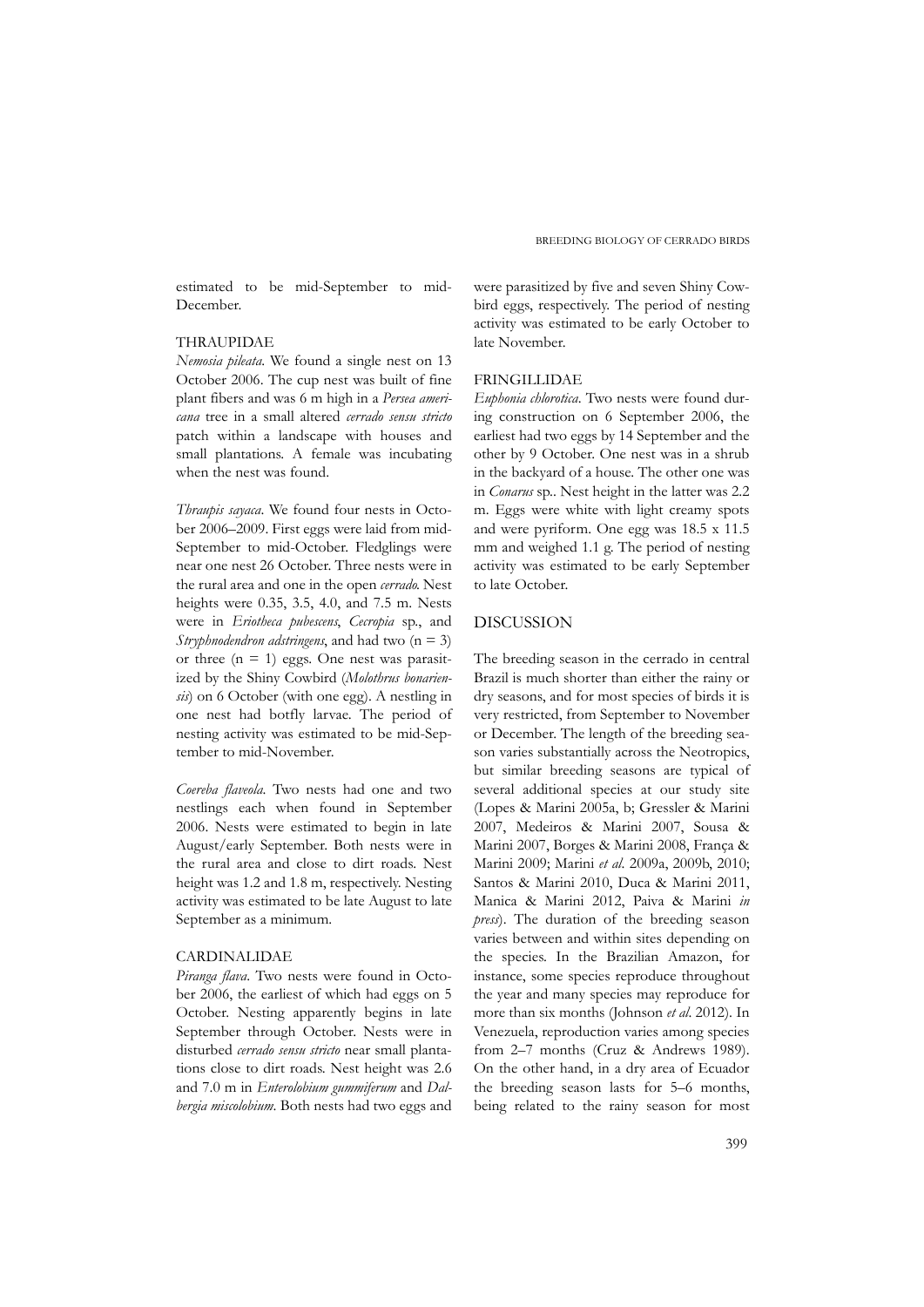estimated to be mid-September to mid-December.

### THRAUPIDAE

*Nemosia pileata*. We found a single nest on 13 October 2006. The cup nest was built of fine plant fibers and was 6 m high in a *Persea americana* tree in a small altered *cerrado sensu stricto* patch within a landscape with houses and small plantations. A female was incubating when the nest was found.

*Thraupis sayaca*. We found four nests in October 2006–2009. First eggs were laid from mid-September to mid-October. Fledglings were near one nest 26 October. Three nests were in the rural area and one in the open *cerrado*. Nest heights were 0.35, 3.5, 4.0, and 7.5 m. Nests were in *Eriotheca pubescens*, *Cecropia* sp., and *Stryphnodendron adstringens*, and had two (n = 3) or three (n = 1) eggs. One nest was parasitized by the Shiny Cowbird (*Molothrus bonariensis*) on 6 October (with one egg). A nestling in one nest had botfly larvae. The period of nesting activity was estimated to be mid-September to mid-November.

*Coereba flaveola*. Two nests had one and two nestlings each when found in September 2006. Nests were estimated to begin in late August/early September. Both nests were in the rural area and close to dirt roads. Nest height was 1.2 and 1.8 m, respectively. Nesting activity was estimated to be late August to late September as a minimum.

### CARDINALIDAE

*Piranga flava*. Two nests were found in October 2006, the earliest of which had eggs on 5 October. Nesting apparently begins in late September through October. Nests were in disturbed *cerrado sensu stricto* near small plantations close to dirt roads. Nest height was 2.6 and 7.0 m in *Enterolobium gummiferum* and *Dalbergia miscolobium*. Both nests had two eggs and were parasitized by five and seven Shiny Cowbird eggs, respectively. The period of nesting activity was estimated to be early October to late November.

### FRINGILLIDAE

*Euphonia chlorotica*. Two nests were found during construction on 6 September 2006, the earliest had two eggs by 14 September and the other by 9 October. One nest was in a shrub in the backyard of a house. The other one was in *Conarus* sp.. Nest height in the latter was 2.2 m. Eggs were white with light creamy spots and were pyriform. One egg was 18.5 x 11.5 mm and weighed 1.1 g. The period of nesting activity was estimated to be early September to late October.

## DISCUSSION

The breeding season in the cerrado in central Brazil is much shorter than either the rainy or dry seasons, and for most species of birds it is very restricted, from September to November or December. The length of the breeding season varies substantially across the Neotropics, but similar breeding seasons are typical of several additional species at our study site (Lopes & Marini 2005a, b; Gressler & Marini 2007, Medeiros & Marini 2007, Sousa & Marini 2007, Borges & Marini 2008, França & Marini 2009; Marini *et al*. 2009a, 2009b, 2010; Santos & Marini 2010, Duca & Marini 2011, Manica & Marini 2012, Paiva & Marini *in press*). The duration of the breeding season varies between and within sites depending on the species. In the Brazilian Amazon, for instance, some species reproduce throughout the year and many species may reproduce for more than six months (Johnson *et al*. 2012). In Venezuela, reproduction varies among species from 2–7 months (Cruz & Andrews 1989). On the other hand, in a dry area of Ecuador the breeding season lasts for 5–6 months, being related to the rainy season for most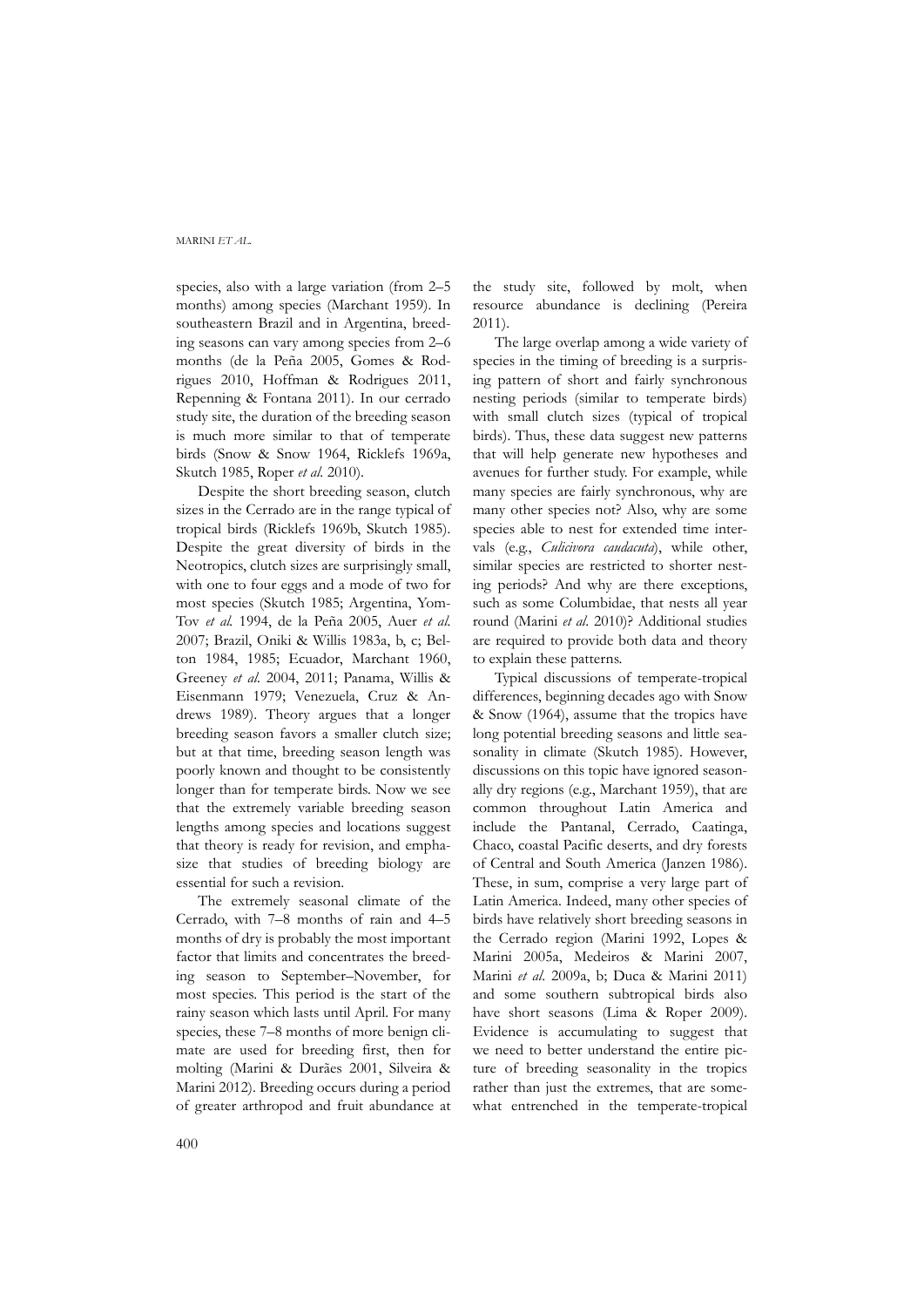species, also with a large variation (from 2–5 months) among species (Marchant 1959). In southeastern Brazil and in Argentina, breeding seasons can vary among species from 2–6 months (de la Peña 2005, Gomes & Rodrigues 2010, Hoffman & Rodrigues 2011, Repenning & Fontana 2011). In our cerrado study site, the duration of the breeding season is much more similar to that of temperate birds (Snow & Snow 1964, Ricklefs 1969a, Skutch 1985, Roper *et al.* 2010).

Despite the short breeding season, clutch sizes in the Cerrado are in the range typical of tropical birds (Ricklefs 1969b, Skutch 1985). Despite the great diversity of birds in the Neotropics, clutch sizes are surprisingly small, with one to four eggs and a mode of two for most species (Skutch 1985; Argentina, Yom-Tov *et al.* 1994, de la Peña 2005, Auer *et al.* 2007; Brazil, Oniki & Willis 1983a, b, c; Belton 1984, 1985; Ecuador, Marchant 1960, Greeney *et al.* 2004, 2011; Panama, Willis & Eisenmann 1979; Venezuela, Cruz & Andrews 1989). Theory argues that a longer breeding season favors a smaller clutch size; but at that time, breeding season length was poorly known and thought to be consistently longer than for temperate birds. Now we see that the extremely variable breeding season lengths among species and locations suggest that theory is ready for revision, and emphasize that studies of breeding biology are essential for such a revision.

The extremely seasonal climate of the Cerrado, with 7–8 months of rain and 4–5 months of dry is probably the most important factor that limits and concentrates the breeding season to September–November, for most species. This period is the start of the rainy season which lasts until April. For many species, these 7–8 months of more benign climate are used for breeding first, then for molting (Marini & Durães 2001, Silveira & Marini 2012). Breeding occurs during a period of greater arthropod and fruit abundance at the study site, followed by molt, when resource abundance is declining (Pereira 2011).

The large overlap among a wide variety of species in the timing of breeding is a surprising pattern of short and fairly synchronous nesting periods (similar to temperate birds) with small clutch sizes (typical of tropical birds). Thus, these data suggest new patterns that will help generate new hypotheses and avenues for further study. For example, while many species are fairly synchronous, why are many other species not? Also, why are some species able to nest for extended time intervals (e.g., *Culicivora caudacuta*), while other, similar species are restricted to shorter nesting periods? And why are there exceptions, such as some Columbidae, that nests all year round (Marini *et al*. 2010)? Additional studies are required to provide both data and theory to explain these patterns.

Typical discussions of temperate-tropical differences, beginning decades ago with Snow & Snow (1964), assume that the tropics have long potential breeding seasons and little seasonality in climate (Skutch 1985). However, discussions on this topic have ignored seasonally dry regions (e.g., Marchant 1959), that are common throughout Latin America and include the Pantanal, Cerrado, Caatinga, Chaco, coastal Pacific deserts, and dry forests of Central and South America (Janzen 1986). These, in sum, comprise a very large part of Latin America. Indeed, many other species of birds have relatively short breeding seasons in the Cerrado region (Marini 1992, Lopes & Marini 2005a, Medeiros & Marini 2007, Marini *et al*. 2009a, b; Duca & Marini 2011) and some southern subtropical birds also have short seasons (Lima & Roper 2009). Evidence is accumulating to suggest that we need to better understand the entire picture of breeding seasonality in the tropics rather than just the extremes, that are somewhat entrenched in the temperate-tropical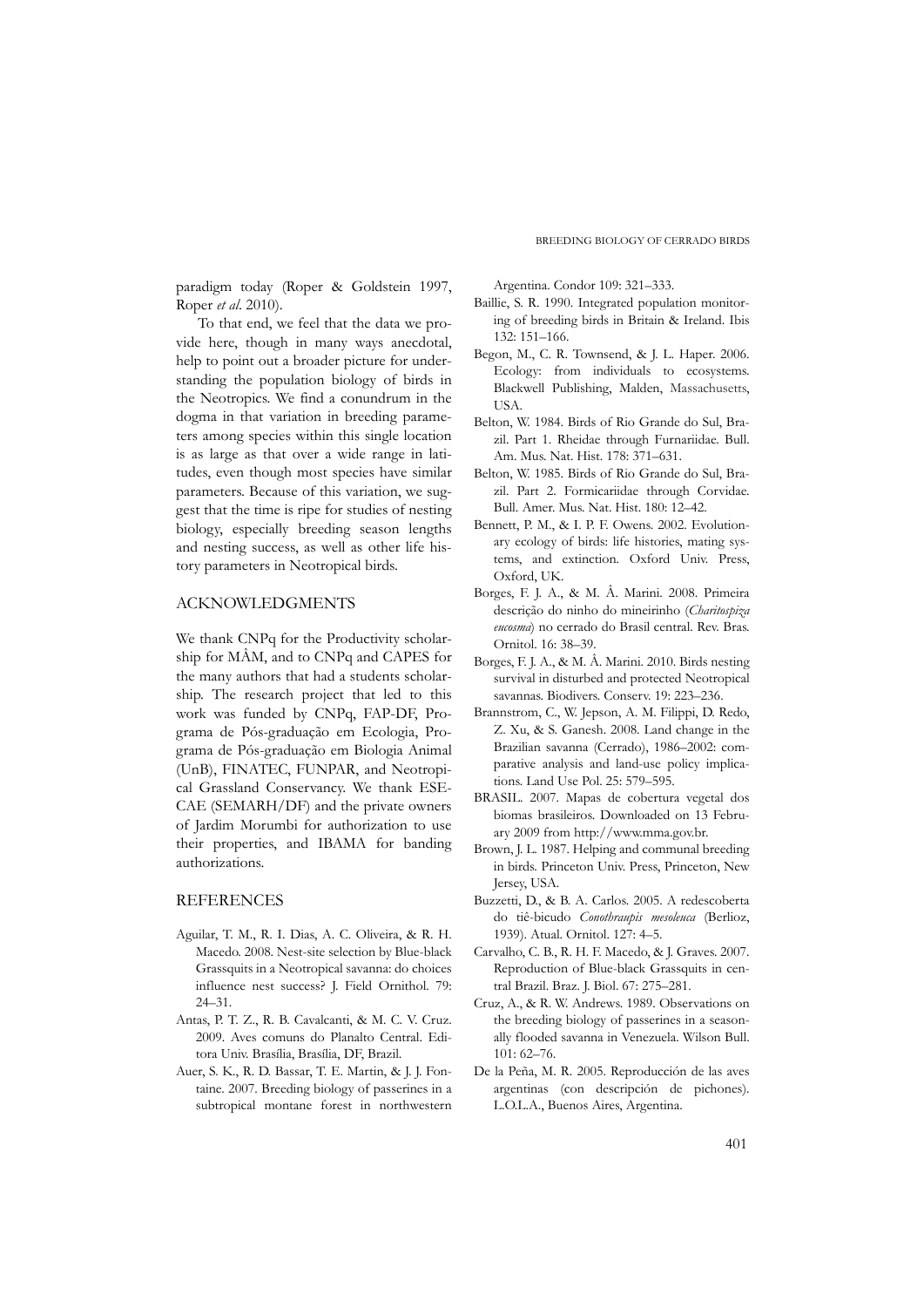paradigm today (Roper & Goldstein 1997, Roper *et al*. 2010).

To that end, we feel that the data we provide here, though in many ways anecdotal, help to point out a broader picture for understanding the population biology of birds in the Neotropics. We find a conundrum in the dogma in that variation in breeding parameters among species within this single location is as large as that over a wide range in latitudes, even though most species have similar parameters. Because of this variation, we suggest that the time is ripe for studies of nesting biology, especially breeding season lengths and nesting success, as well as other life history parameters in Neotropical birds.

## ACKNOWLEDGMENTS

We thank CNPq for the Productivity scholarship for MÂM, and to CNPq and CAPES for the many authors that had a students scholarship. The research project that led to this work was funded by CNPq, FAP-DF, Programa de Pós-graduação em Ecologia, Programa de Pós-graduação em Biologia Animal (UnB), FINATEC, FUNPAR, and Neotropical Grassland Conservancy. We thank ESECAE (SEMARH/DF) and the private owners of Jardim Morumbi for authorization to use their properties, and IBAMA for banding authorizations.

## REFERENCES

Aguilar, T. M., R. I. Dias, A. C. Oliveira, & R. H. Macedo. 2008. Nest-site selection by Blue-black Grassquits in a Neotropical savanna: do choices influence nest success? J. Field Ornithol. 79: 24–31.

Antas, P. T. Z., R. B. Cavalcanti, & M. C. V. Cruz. 2009. Aves comuns do Planalto Central. Editora Univ. Brasília, Brasília, DF, Brazil.

Auer, S. K., R. D. Bassar, T. E. Martin, & J. J. Fontaine. 2007. Breeding biology of passerines in a subtropical montane forest in northwestern Argentina. Condor 109: 321–333.

Baillie, S. R. 1990. Integrated population monitoring of breeding birds in Britain & Ireland. Ibis 132: 151–166.

Begon, M., C. R. Townsend, & J. L. Haper. 2006. Ecology: from individuals to ecosystems. Blackwell Publishing, Malden, Massachusetts, USA.

Belton, W. 1984. Birds of Rio Grande do Sul, Brazil. Part 1. Rheidae through Furnariidae. Bull. Am. Mus. Nat. Hist. 178: 371–631.

Belton, W. 1985. Birds of Rio Grande do Sul, Brazil. Part 2. Formicariidae through Corvidae. Bull. Amer. Mus. Nat. Hist. 180: 12–42.

Bennett, P. M., & I. P. F. Owens. 2002. Evolutionary ecology of birds: life histories, mating systems, and extinction. Oxford Univ. Press, Oxford, UK.

Borges, F. J. A., & M. Â. Marini. 2008. Primeira descrição do ninho do mineirinho (*Charitospiza eucosma*) no cerrado do Brasil central. Rev. Bras. Ornitol. 16: 38–39.

Borges, F. J. A., & M. Â. Marini. 2010. Birds nesting survival in disturbed and protected Neotropical savannas. Biodivers. Conserv. 19: 223–236.

Brannstrom, C., W. Jepson, A. M. Filippi, D. Redo, Z. Xu, & S. Ganesh. 2008. Land change in the Brazilian savanna (Cerrado), 1986–2002: comparative analysis and land-use policy implications. Land Use Pol. 25: 579–595.

BRASIL. 2007. Mapas de cobertura vegetal dos biomas brasileiros. Downloaded on 13 February 2009 from http://www.mma.gov.br.

Brown, J. L. 1987. Helping and communal breeding in birds. Princeton Univ. Press, Princeton, New Jersey, USA.

Buzzetti, D., & B. A. Carlos. 2005. A redescoberta do tiê-bicudo *Conothraupis mesoleuca* (Berlioz, 1939). Atual. Ornitol. 127: 4–5.

Carvalho, C. B., R. H. F. Macedo, & J. Graves. 2007. Reproduction of Blue-black Grassquits in central Brazil. Braz. J. Biol. 67: 275–281.

Cruz, A., & R. W. Andrews. 1989. Observations on the breeding biology of passerines in a seasonally flooded savanna in Venezuela. Wilson Bull. 101: 62–76.

De la Peña, M. R. 2005. Reproducción de las aves argentinas (con descripción de pichones). L.O.L.A., Buenos Aires, Argentina.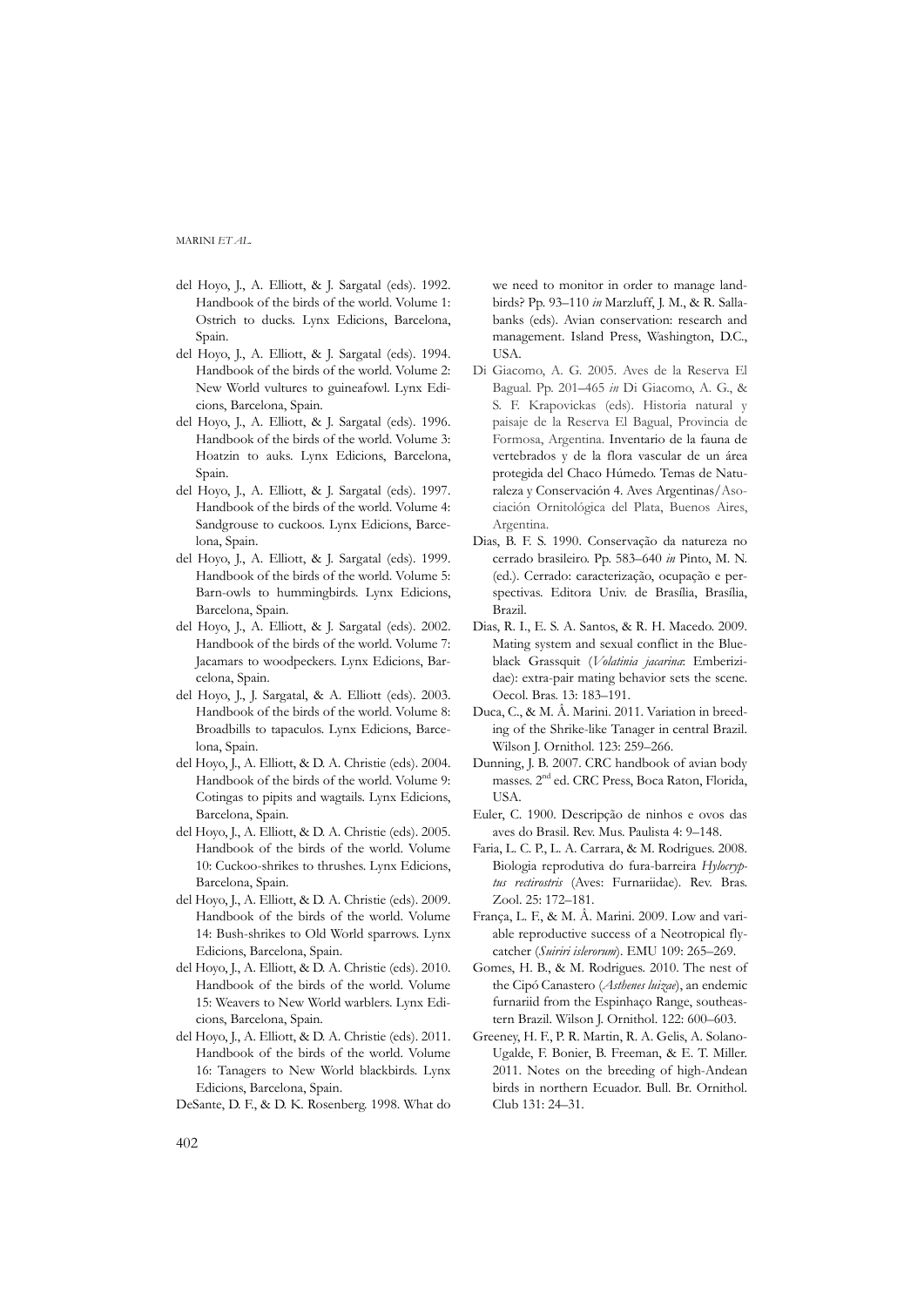del Hoyo, J., A. Elliott, & J. Sargatal (eds). 1992. Handbook of the birds of the world. Volume 1: Ostrich to ducks. Lynx Edicions, Barcelona, Spain.

del Hoyo, J., A. Elliott, & J. Sargatal (eds). 1994. Handbook of the birds of the world. Volume 2: New World vultures to guineafowl. Lynx Edicions, Barcelona, Spain.

del Hoyo, J., A. Elliott, & J. Sargatal (eds). 1996. Handbook of the birds of the world. Volume 3: Hoatzin to auks. Lynx Edicions, Barcelona, Spain.

del Hoyo, J., A. Elliott, & J. Sargatal (eds). 1997. Handbook of the birds of the world. Volume 4: Sandgrouse to cuckoos. Lynx Edicions, Barcelona, Spain.

del Hoyo, J., A. Elliott, & J. Sargatal (eds). 1999. Handbook of the birds of the world. Volume 5: Barn-owls to hummingbirds. Lynx Edicions, Barcelona, Spain.

del Hoyo, J., A. Elliott, & J. Sargatal (eds). 2002. Handbook of the birds of the world. Volume 7: Jacamars to woodpeckers. Lynx Edicions, Barcelona, Spain.

del Hoyo, J., J. Sargatal, & A. Elliott (eds). 2003. Handbook of the birds of the world. Volume 8: Broadbills to tapaculos. Lynx Edicions, Barcelona, Spain.

del Hoyo, J., A. Elliott, & D. A. Christie (eds). 2004. Handbook of the birds of the world. Volume 9: Cotingas to pipits and wagtails. Lynx Edicions, Barcelona, Spain.

del Hoyo, J., A. Elliott, & D. A. Christie (eds). 2005. Handbook of the birds of the world. Volume 10: Cuckoo-shrikes to thrushes. Lynx Edicions, Barcelona, Spain.

del Hoyo, J., A. Elliott, & D. A. Christie (eds). 2009. Handbook of the birds of the world. Volume 14: Bush-shrikes to Old World sparrows. Lynx Edicions, Barcelona, Spain.

del Hoyo, J., A. Elliott, & D. A. Christie (eds). 2010. Handbook of the birds of the world. Volume 15: Weavers to New World warblers. Lynx Edicions, Barcelona, Spain.

del Hoyo, J., A. Elliott, & D. A. Christie (eds). 2011. Handbook of the birds of the world. Volume 16: Tanagers to New World blackbirds. Lynx Edicions, Barcelona, Spain.

DeSante, D. F., & D. K. Rosenberg. 1998. What do we need to monitor in order to manage landbirds? Pp. 93–110 *in* Marzluff, J. M., & R. Sallabanks (eds). Avian conservation: research and management. Island Press, Washington, D.C., USA.

Di Giacomo, A. G. 2005. Aves de la Reserva El Bagual. Pp. 201–465 *in* Di Giacomo, A. G., & S. F. Krapovickas (eds). Historia natural y paisaje de la Reserva El Bagual, Provincia de Formosa, Argentina. Inventario de la fauna de vertebrados y de la flora vascular de un área protegida del Chaco Húmedo. Temas de Naturaleza y Conservación 4. Aves Argentinas/Asociación Ornitológica del Plata, Buenos Aires, Argentina.

Dias, B. F. S. 1990. Conservação da natureza no cerrado brasileiro. Pp. 583–640 *in* Pinto, M. N. (ed.). Cerrado: caracterização, ocupação e perspectivas. Editora Univ. de Brasília, Brasília, Brazil.

Dias, R. I., E. S. A. Santos, & R. H. Macedo. 2009. Mating system and sexual conflict in the Blue-black Grassquit (*Volatinia jacarina*: Emberizidae): extra-pair mating behavior sets the scene. Oecol. Bras. 13: 183–191.

Duca, C., & M. Â. Marini. 2011. Variation in breeding of the Shrike-like Tanager in central Brazil. Wilson J. Ornithol. 123: 259–266.

Dunning, J. B. 2007. CRC handbook of avian body masses. 2nd ed. CRC Press, Boca Raton, Florida, USA.

Euler, C. 1900. Descripção de ninhos e ovos das aves do Brasil. Rev. Mus. Paulista 4: 9–148.

Faria, L. C. P., L. A. Carrara, & M. Rodrigues. 2008. Biologia reprodutiva do fura-barreira *Hylocryptus rectirostris* (Aves: Furnariidae). Rev. Bras. Zool. 25: 172–181.

França, L. F., & M. Â. Marini. 2009. Low and variable reproductive success of a Neotropical flycatcher (*Suiriri islerorum*). EMU 109: 265–269.

Gomes, H. B., & M. Rodrigues. 2010. The nest of the Cipó Canastero (*Asthenes luizae*), an endemic furnariid from the Espinhaço Range, southeastern Brazil. Wilson J. Ornithol. 122: 600–603.

Greeney, H. F., P. R. Martin, R. A. Gelis, A. Solano-Ugalde, F. Bonier, B. Freeman, & E. T. Miller. 2011. Notes on the breeding of high-Andean birds in northern Ecuador. Bull. Br. Ornithol. Club 131: 24–31.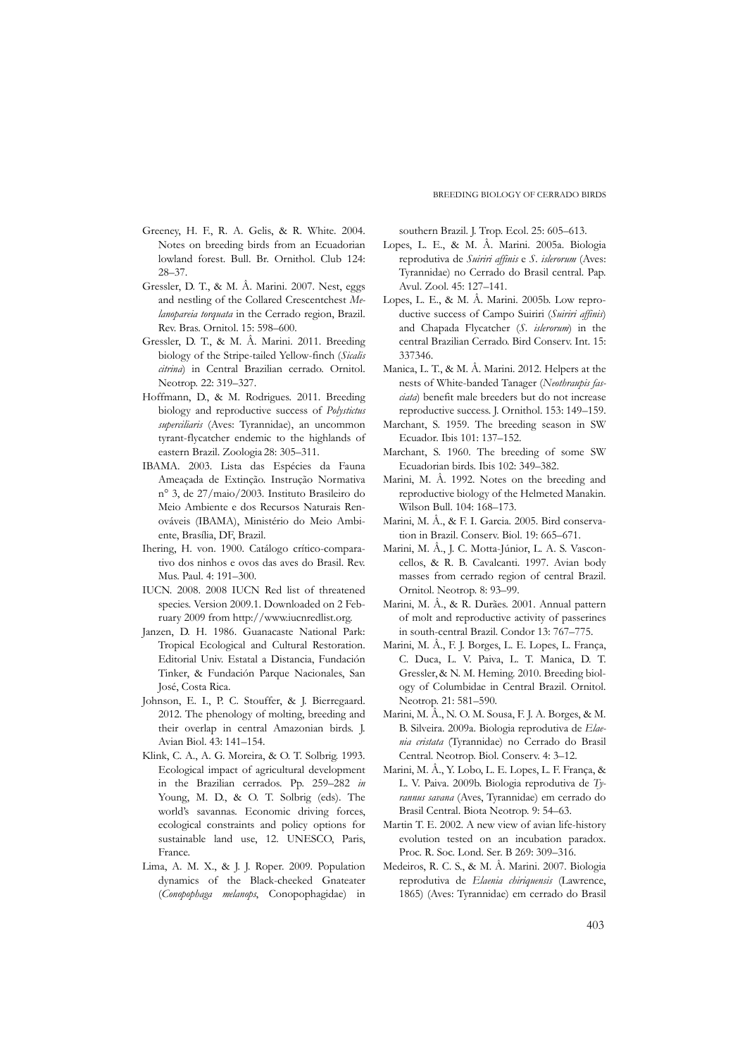Greeney, H. F., R. A. Gelis, & R. White. 2004. Notes on breeding birds from an Ecuadorian lowland forest. Bull. Br. Ornithol. Club 124: 28–37.

Gressler, D. T., & M. Â. Marini. 2007. Nest, eggs and nestling of the Collared Crescentchest *Melanopareia torquata* in the Cerrado region, Brazil. Rev. Bras. Ornitol. 15: 598–600.

Gressler, D. T., & M. Â. Marini. 2011. Breeding biology of the Stripe-tailed Yellow-finch (*Sicalis citrina*) in Central Brazilian cerrado. Ornitol. Neotrop. 22: 319–327.

Hoffmann, D., & M. Rodrigues. 2011. Breeding biology and reproductive success of *Polystictus superciliaris* (Aves: Tyrannidae), an uncommon tyrant-flycatcher endemic to the highlands of eastern Brazil. Zoologia 28: 305–311.

IBAMA. 2003. Lista das Espécies da Fauna Ameaçada de Extinção. Instrução Normativa n° 3, de 27/maio/2003. Instituto Brasileiro do Meio Ambiente e dos Recursos Naturais Renováveis (IBAMA), Ministério do Meio Ambiente, Brasília, DF, Brazil.

Ihering, H. von. 1900. Catálogo crítico-comparativo dos ninhos e ovos das aves do Brasil. Rev. Mus. Paul. 4: 191–300.

IUCN. 2008. 2008 IUCN Red list of threatened species. Version 2009.1. Downloaded on 2 February 2009 from http://www.iucnredlist.org.

Janzen, D. H. 1986. Guanacaste National Park: Tropical Ecological and Cultural Restoration. Editorial Univ. Estatal a Distancia, Fundación Tinker, & Fundación Parque Nacionales, San José, Costa Rica.

Johnson, E. I., P. C. Stouffer, & J. Bierregaard. 2012. The phenology of molting, breeding and their overlap in central Amazonian birds. J. Avian Biol. 43: 141–154.

Klink, C. A., A. G. Moreira, & O. T. Solbrig. 1993. Ecological impact of agricultural development in the Brazilian cerrados. Pp. 259–282 *in* Young, M. D., & O. T. Solbrig (eds). The world's savannas. Economic driving forces, ecological constraints and policy options for sustainable land use, 12. UNESCO, Paris, France.

Lima, A. M. X., & J. J. Roper. 2009. Population dynamics of the Black-cheeked Gnateater (*Conopophaga melanops*, Conopophagidae) in southern Brazil. J. Trop. Ecol. 25: 605–613.

Lopes, L. E., & M. Â. Marini. 2005a. Biologia reprodutiva de *Suiriri affinis* e *S. islerorum* (Aves: Tyrannidae) no Cerrado do Brasil central. Pap. Avul. Zool. 45: 127–141.

Lopes, L. E., & M. Â. Marini. 2005b. Low reproductive success of Campo Suiriri (*Suiriri affinis*) and Chapada Flycatcher (*S. islerorum*) in the central Brazilian Cerrado. Bird Conserv. Int. 15: 337346.

Manica, L. T., & M. Â. Marini. 2012. Helpers at the nests of White-banded Tanager (*Neothraupis fasciata*) benefit male breeders but do not increase reproductive success. J. Ornithol. 153: 149–159.

Marchant, S. 1959. The breeding season in SW Ecuador. Ibis 101: 137–152.

Marchant, S. 1960. The breeding of some SW Ecuadorian birds. Ibis 102: 349–382.

Marini, M. Â. 1992. Notes on the breeding and reproductive biology of the Helmeted Manakin. Wilson Bull. 104: 168–173.

Marini, M. Â., & F. I. Garcia. 2005. Bird conservation in Brazil. Conserv. Biol. 19: 665–671.

Marini, M. Â., J. C. Motta-Júnior, L. A. S. Vasconcellos, & R. B. Cavalcanti. 1997. Avian body masses from cerrado region of central Brazil. Ornitol. Neotrop. 8: 93–99.

Marini, M. Â., & R. Durães. 2001. Annual pattern of molt and reproductive activity of passerines in south-central Brazil. Condor 13: 767–775.

Marini, M. Â., F. J. Borges, L. E. Lopes, L. França, C. Duca, L. V. Paiva, L. T. Manica, D. T. Gressler, & N. M. Heming. 2010. Breeding biology of Columbidae in Central Brazil. Ornitol. Neotrop. 21: 581–590.

Marini, M. Â., N. O. M. Sousa, F. J. A. Borges, & M. B. Silveira. 2009a. Biologia reprodutiva de *Elaenia cristata* (Tyrannidae) no Cerrado do Brasil Central. Neotrop. Biol. Conserv. 4: 3–12.

Marini, M. Â., Y. Lobo, L. E. Lopes, L. F. França, & L. V. Paiva. 2009b. Biologia reprodutiva de *Tyrannus savana* (Aves, Tyrannidae) em cerrado do Brasil Central. Biota Neotrop. 9: 54–63.

Martin T. E. 2002. A new view of avian life-history evolution tested on an incubation paradox. Proc. R. Soc. Lond. Ser. B 269: 309–316.

Medeiros, R. C. S., & M. Â. Marini. 2007. Biologia reprodutiva de *Elaenia chiriquensis* (Lawrence, 1865) (Aves: Tyrannidae) em cerrado do Brasil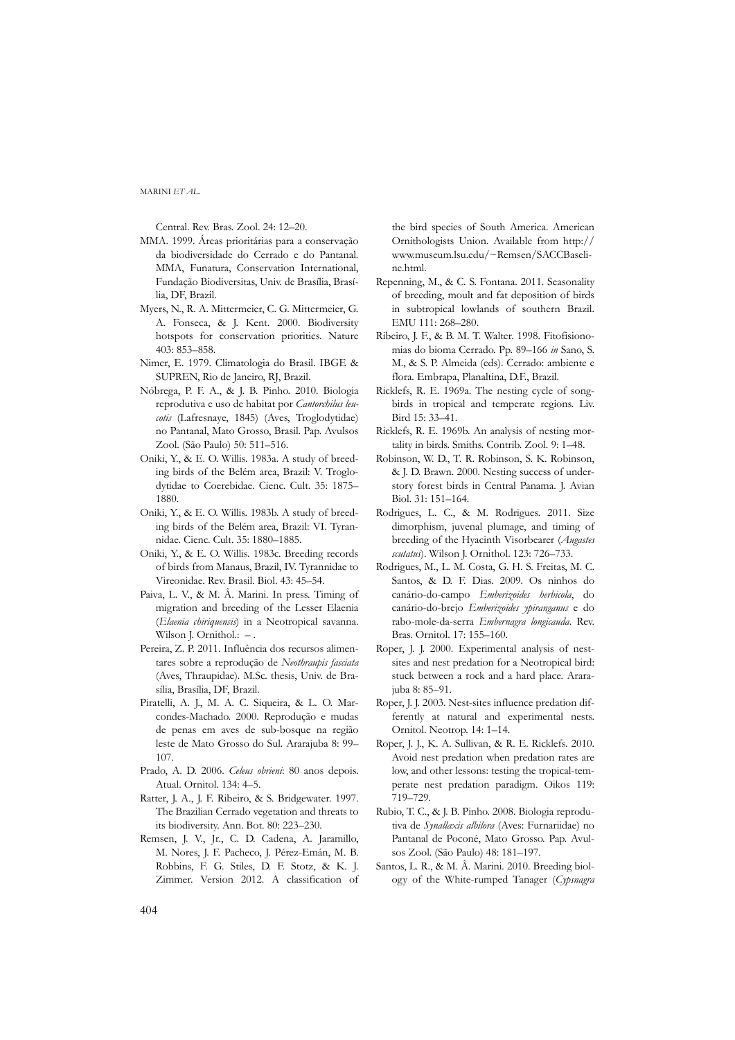Central. Rev. Bras. Zool. 24: 12–20.

MMA. 1999. Áreas prioritárias para a conservação da biodiversidade do Cerrado e do Pantanal. MMA, Funatura, Conservation International, Fundação Biodiversitas, Univ. de Brasília, Brasília, DF, Brazil.

Myers, N., R. A. Mittermeier, C. G. Mittermeier, G. A. Fonseca, & J. Kent. 2000. Biodiversity hotspots for conservation priorities. Nature 403: 853–858.

Nimer, E. 1979. Climatologia do Brasil. IBGE & SUPREN, Rio de Janeiro, RJ, Brazil.

Nóbrega, P. F. A., & J. B. Pinho. 2010. Biologia reprodutiva e uso de habitat por *Cantorchilus leucotis* (Lafresnaye, 1845) (Aves, Troglodytidae) no Pantanal, Mato Grosso, Brasil. Pap. Avulsos Zool. (São Paulo) 50: 511–516.

Oniki, Y., & E. O. Willis. 1983a. A study of breeding birds of the Belém area, Brazil: V. Troglodytidae to Coerebidae. Cienc. Cult. 35: 1875–1880.

Oniki, Y., & E. O. Willis. 1983b. A study of breeding birds of the Belém area, Brazil: VI. Tyrannidae. Cienc. Cult. 35: 1880–1885.

Oniki, Y., & E. O. Willis. 1983c. Breeding records of birds from Manaus, Brazil, IV. Tyrannidae to Vireonidae. Rev. Brasil. Biol. 43: 45–54.

Paiva, L. V., & M. Â. Marini. In press. Timing of migration and breeding of the Lesser Elaenia (*Elaenia chiriquensis*) in a Neotropical savanna. Wilson J. Ornithol.: – .

Pereira, Z. P. 2011. Influência dos recursos alimentares sobre a reprodução de *Neothraupis fasciata* (Aves, Thraupidae). M.Sc. thesis, Univ. de Brasília, Brasília, DF, Brazil.

Piratelli, A. J., M. A. C. Siqueira, & L. O. Marcondes-Machado. 2000. Reprodução e mudas de penas em aves de sub-bosque na região leste de Mato Grosso do Sul. Ararajuba 8: 99–107.

Prado, A. D. 2006. *Celeus obrieni*: 80 anos depois. Atual. Ornitol. 134: 4–5.

Ratter, J. A., J. F. Ribeiro, & S. Bridgewater. 1997. The Brazilian Cerrado vegetation and threats to its biodiversity. Ann. Bot. 80: 223–230.

Remsen, J. V., Jr., C. D. Cadena, A. Jaramillo, M. Nores, J. F. Pacheco, J. Pérez-Emán, M. B. Robbins, F. G. Stiles, D. F. Stotz, & K. J. Zimmer. Version 2012. A classification of the bird species of South America. American Ornithologists Union. Available from http://www.museum.lsu.edu/~Remsen/SACCBaseline.html.

Repenning, M., & C. S. Fontana. 2011. Seasonality of breeding, moult and fat deposition of birds in subtropical lowlands of southern Brazil. EMU 111: 268–280.

Ribeiro, J. F., & B. M. T. Walter. 1998. Fitofisionomias do bioma Cerrado. Pp. 89–166 *in* Sano, S. M., & S. P. Almeida (eds). Cerrado: ambiente e flora. Embrapa, Planaltina, D.F., Brazil.

Ricklefs, R. E. 1969a. The nesting cycle of songbirds in tropical and temperate regions. Liv. Bird 15: 33–41.

Ricklefs, R. E. 1969b. An analysis of nesting mortality in birds. Smiths. Contrib. Zool. 9: 1–48.

Robinson, W. D., T. R. Robinson, S. K. Robinson, & J. D. Brawn. 2000. Nesting success of understory forest birds in Central Panama. J. Avian Biol. 31: 151–164.

Rodrigues, L. C., & M. Rodrigues. 2011. Size dimorphism, juvenal plumage, and timing of breeding of the Hyacinth Visorbearer (*Augastes scutatus*). Wilson J. Ornithol. 123: 726–733.

Rodrigues, M., L. M. Costa, G. H. S. Freitas, M. C. Santos, & D. F. Dias. 2009. Os ninhos do canário-do-campo *Emberizoides herbicola*, do canário-do-brejo *Emberizoides ypiranganus* e do rabo-mole-da-serra *Embernagra longicauda*. Rev. Bras. Ornitol. 17: 155–160.

Roper, J. J. 2000. Experimental analysis of nest-sites and nest predation for a Neotropical bird: stuck between a rock and a hard place. Ararajuba 8: 85–91.

Roper, J. J. 2003. Nest-sites influence predation differently at natural and experimental nests. Ornitol. Neotrop. 14: 1–14.

Roper, J. J., K. A. Sullivan, & R. E. Ricklefs. 2010. Avoid nest predation when predation rates are low, and other lessons: testing the tropical-temperate nest predation paradigm. Oikos 119: 719–729.

Rubio, T. C., & J. B. Pinho. 2008. Biologia reprodutiva de *Synallaxis albilora* (Aves: Furnariidae) no Pantanal de Poconé, Mato Grosso. Pap. Avulsos Zool. (São Paulo) 48: 181–197.

Santos, L. R., & M. Â. Marini. 2010. Breeding biology of the White-rumped Tanager (*Cypsnagra*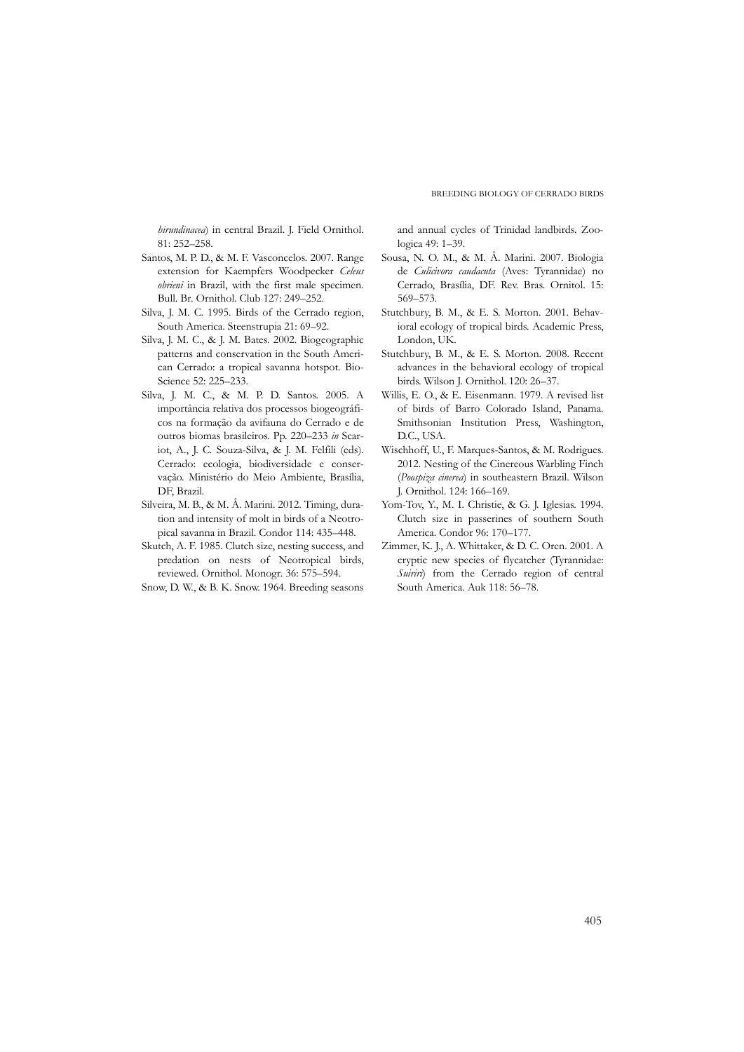*hirundinacea*) in central Brazil. J. Field Ornithol. 81: 252–258.

Santos, M. P. D., & M. F. Vasconcelos. 2007. Range extension for Kaempfers Woodpecker *Celeus obrieni* in Brazil, with the first male specimen. Bull. Br. Ornithol. Club 127: 249–252.

Silva, J. M. C. 1995. Birds of the Cerrado region, South America. Steenstrupia 21: 69–92.

Silva, J. M. C., & J. M. Bates. 2002. Biogeographic patterns and conservation in the South American Cerrado: a tropical savanna hotspot. BioScience 52: 225–233.

Silva, J. M. C., & M. P. D. Santos. 2005. A importância relativa dos processos biogeográficos na formação da avifauna do Cerrado e de outros biomas brasileiros. Pp. 220–233 *in* Scariot, A., J. C. Souza-Silva, & J. M. Felfili (eds). Cerrado: ecologia, biodiversidade e conservação. Ministério do Meio Ambiente, Brasília, DF, Brazil.

Silveira, M. B., & M. Â. Marini. 2012. Timing, duration and intensity of molt in birds of a Neotropical savanna in Brazil. Condor 114: 435–448.

Skutch, A. F. 1985. Clutch size, nesting success, and predation on nests of Neotropical birds, reviewed. Ornithol. Monogr. 36: 575–594.

Snow, D. W., & B. K. Snow. 1964. Breeding seasons and annual cycles of Trinidad landbirds. Zoologica 49: 1–39.

Sousa, N. O. M., & M. Â. Marini. 2007. Biologia de *Culicivora caudacuta* (Aves: Tyrannidae) no Cerrado, Brasília, DF. Rev. Bras. Ornitol. 15: 569–573.

Stutchbury, B. M., & E. S. Morton. 2001. Behavioral ecology of tropical birds. Academic Press, London, UK.

Stutchbury, B. M., & E. S. Morton. 2008. Recent advances in the behavioral ecology of tropical birds. Wilson J. Ornithol. 120: 26–37.

Willis, E. O., & E. Eisenmann. 1979. A revised list of birds of Barro Colorado Island, Panama. Smithsonian Institution Press, Washington, D.C., USA.

Wischhoff, U., F. Marques-Santos, & M. Rodrigues. 2012. Nesting of the Cinereous Warbling Finch (*Poospiza cinerea*) in southeastern Brazil. Wilson J. Ornithol. 124: 166–169.

Yom-Tov, Y., M. I. Christie, & G. J. Iglesias. 1994. Clutch size in passerines of southern South America. Condor 96: 170–177.

Zimmer, K. J., A. Whittaker, & D. C. Oren. 2001. A cryptic new species of flycatcher (Tyrannidae: *Suiriri*) from the Cerrado region of central South America. Auk 118: 56–78.